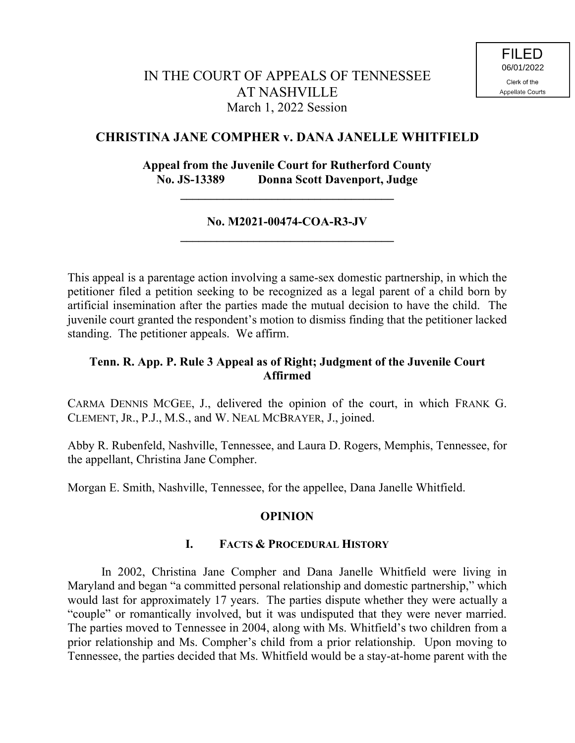FILED
06/01/2022
Clerk of the
Appellate Courts

# IN THE COURT OF APPEALS OF TENNESSEE AT NASHVILLE

March 1, 2022 Session

## CHRISTINA JANE COMPHER v. DANA JANELLE WHITFIELD

**Appeal from the Juvenile Court for Rutherford County**
**No. JS-13389 Donna Scott Davenport, Judge**

---

**No. M2021-00474-COA-R3-JV**

---

This appeal is a parentage action involving a same-sex domestic partnership, in which the petitioner filed a petition seeking to be recognized as a legal parent of a child born by artificial insemination after the parties made the mutual decision to have the child. The juvenile court granted the respondent's motion to dismiss finding that the petitioner lacked standing. The petitioner appeals. We affirm.

**Tenn. R. App. P. Rule 3 Appeal as of Right; Judgment of the Juvenile Court Affirmed**

CARMA DENNIS MCGEE, J., delivered the opinion of the court, in which FRANK G. CLEMENT, JR., P.J., M.S., and W. NEAL MCBRAYER, J., joined.

Abby R. Rubenfeld, Nashville, Tennessee, and Laura D. Rogers, Memphis, Tennessee, for the appellant, Christina Jane Compher.

Morgan E. Smith, Nashville, Tennessee, for the appellee, Dana Janelle Whitfield.

## OPINION

### I. FACTS & PROCEDURAL HISTORY

In 2002, Christina Jane Compher and Dana Janelle Whitfield were living in Maryland and began "a committed personal relationship and domestic partnership," which would last for approximately 17 years. The parties dispute whether they were actually a "couple" or romantically involved, but it was undisputed that they were never married. The parties moved to Tennessee in 2004, along with Ms. Whitfield's two children from a prior relationship and Ms. Compher's child from a prior relationship. Upon moving to Tennessee, the parties decided that Ms. Whitfield would be a stay-at-home parent with the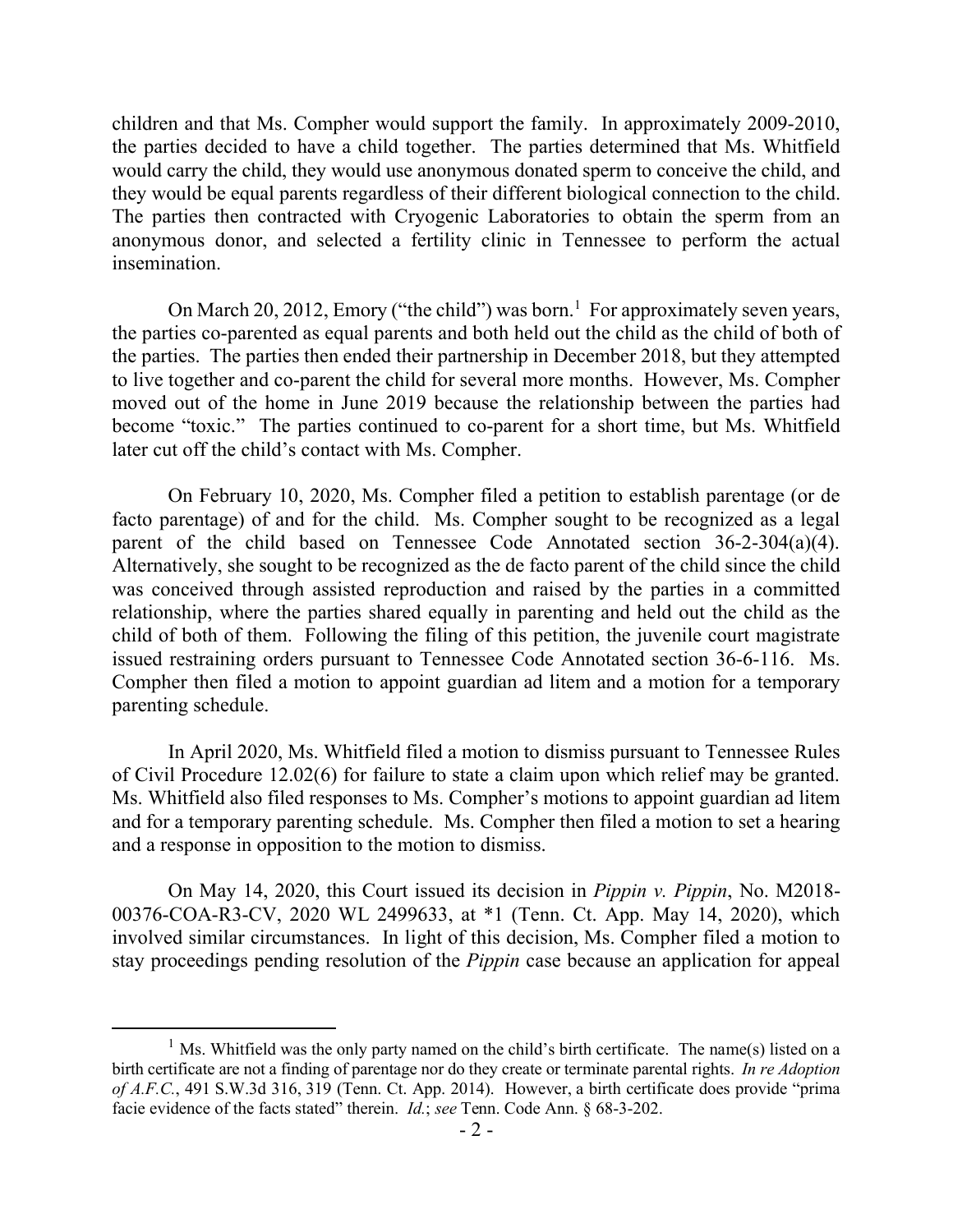children and that Ms. Compher would support the family. In approximately 2009-2010, the parties decided to have a child together. The parties determined that Ms. Whitfield would carry the child, they would use anonymous donated sperm to conceive the child, and they would be equal parents regardless of their different biological connection to the child. The parties then contracted with Cryogenic Laboratories to obtain the sperm from an anonymous donor, and selected a fertility clinic in Tennessee to perform the actual insemination.

On March 20, 2012, Emory ("the child") was born.[1] For approximately seven years, the parties co-parented as equal parents and both held out the child as the child of both of the parties. The parties then ended their partnership in December 2018, but they attempted to live together and co-parent the child for several more months. However, Ms. Compher moved out of the home in June 2019 because the relationship between the parties had become "toxic." The parties continued to co-parent for a short time, but Ms. Whitfield later cut off the child's contact with Ms. Compher.

On February 10, 2020, Ms. Compher filed a petition to establish parentage (or de facto parentage) of and for the child. Ms. Compher sought to be recognized as a legal parent of the child based on Tennessee Code Annotated section 36-2-304(a)(4). Alternatively, she sought to be recognized as the de facto parent of the child since the child was conceived through assisted reproduction and raised by the parties in a committed relationship, where the parties shared equally in parenting and held out the child as the child of both of them. Following the filing of this petition, the juvenile court magistrate issued restraining orders pursuant to Tennessee Code Annotated section 36-6-116. Ms. Compher then filed a motion to appoint guardian ad litem and a motion for a temporary parenting schedule.

In April 2020, Ms. Whitfield filed a motion to dismiss pursuant to Tennessee Rules of Civil Procedure 12.02(6) for failure to state a claim upon which relief may be granted. Ms. Whitfield also filed responses to Ms. Compher's motions to appoint guardian ad litem and for a temporary parenting schedule. Ms. Compher then filed a motion to set a hearing and a response in opposition to the motion to dismiss.

On May 14, 2020, this Court issued its decision in *Pippin v. Pippin*, No. M2018-00376-COA-R3-CV, 2020 WL 2499633, at *1 (Tenn. Ct. App. May 14, 2020), which involved similar circumstances. In light of this decision, Ms. Compher filed a motion to stay proceedings pending resolution of the *Pippin* case because an application for appeal

---

[1] Ms. Whitfield was the only party named on the child's birth certificate. The name(s) listed on a birth certificate are not a finding of parentage nor do they create or terminate parental rights. *In re Adoption of A.F.C.*, 491 S.W.3d 316, 319 (Tenn. Ct. App. 2014). However, a birth certificate does provide "prima facie evidence of the facts stated" therein. *Id.*; *see* Tenn. Code Ann. § 68-3-202.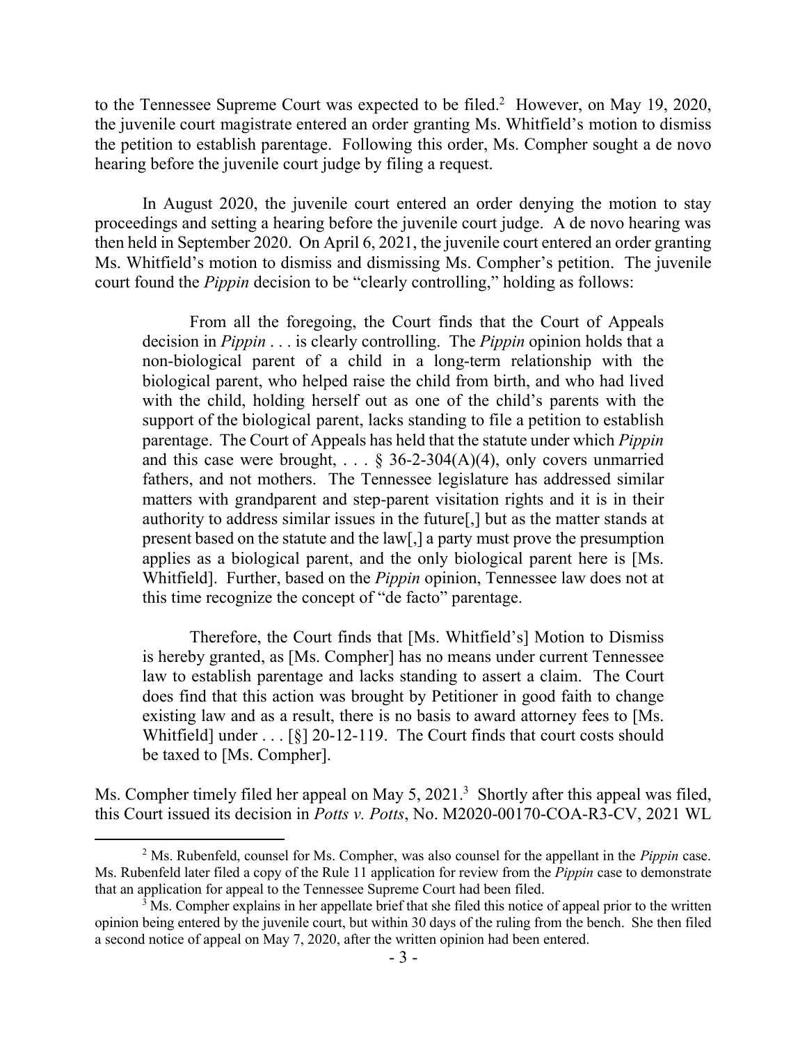to the Tennessee Supreme Court was expected to be filed.[2] However, on May 19, 2020, the juvenile court magistrate entered an order granting Ms. Whitfield's motion to dismiss the petition to establish parentage. Following this order, Ms. Compher sought a de novo hearing before the juvenile court judge by filing a request.

In August 2020, the juvenile court entered an order denying the motion to stay proceedings and setting a hearing before the juvenile court judge. A de novo hearing was then held in September 2020. On April 6, 2021, the juvenile court entered an order granting Ms. Whitfield's motion to dismiss and dismissing Ms. Compher's petition. The juvenile court found the *Pippin* decision to be "clearly controlling," holding as follows:

> From all the foregoing, the Court finds that the Court of Appeals decision in *Pippin* . . . is clearly controlling. The *Pippin* opinion holds that a non-biological parent of a child in a long-term relationship with the biological parent, who helped raise the child from birth, and who had lived with the child, holding herself out as one of the child's parents with the support of the biological parent, lacks standing to file a petition to establish parentage. The Court of Appeals has held that the statute under which *Pippin* and this case were brought, . . . § 36-2-304(A)(4), only covers unmarried fathers, and not mothers. The Tennessee legislature has addressed similar matters with grandparent and step-parent visitation rights and it is in their authority to address similar issues in the future[,] but as the matter stands at present based on the statute and the law[,] a party must prove the presumption applies as a biological parent, and the only biological parent here is [Ms. Whitfield]. Further, based on the *Pippin* opinion, Tennessee law does not at this time recognize the concept of "de facto" parentage.
>
> Therefore, the Court finds that [Ms. Whitfield's] Motion to Dismiss is hereby granted, as [Ms. Compher] has no means under current Tennessee law to establish parentage and lacks standing to assert a claim. The Court does find that this action was brought by Petitioner in good faith to change existing law and as a result, there is no basis to award attorney fees to [Ms. Whitfield] under . . . [§] 20-12-119. The Court finds that court costs should be taxed to [Ms. Compher].

Ms. Compher timely filed her appeal on May 5, 2021.[3] Shortly after this appeal was filed, this Court issued its decision in *Potts v. Potts*, No. M2020-00170-COA-R3-CV, 2021 WL

---

[2] Ms. Rubenfeld, counsel for Ms. Compher, was also counsel for the appellant in the *Pippin* case. Ms. Rubenfeld later filed a copy of the Rule 11 application for review from the *Pippin* case to demonstrate that an application for appeal to the Tennessee Supreme Court had been filed.

[3] Ms. Compher explains in her appellate brief that she filed this notice of appeal prior to the written opinion being entered by the juvenile court, but within 30 days of the ruling from the bench. She then filed a second notice of appeal on May 7, 2020, after the written opinion had been entered.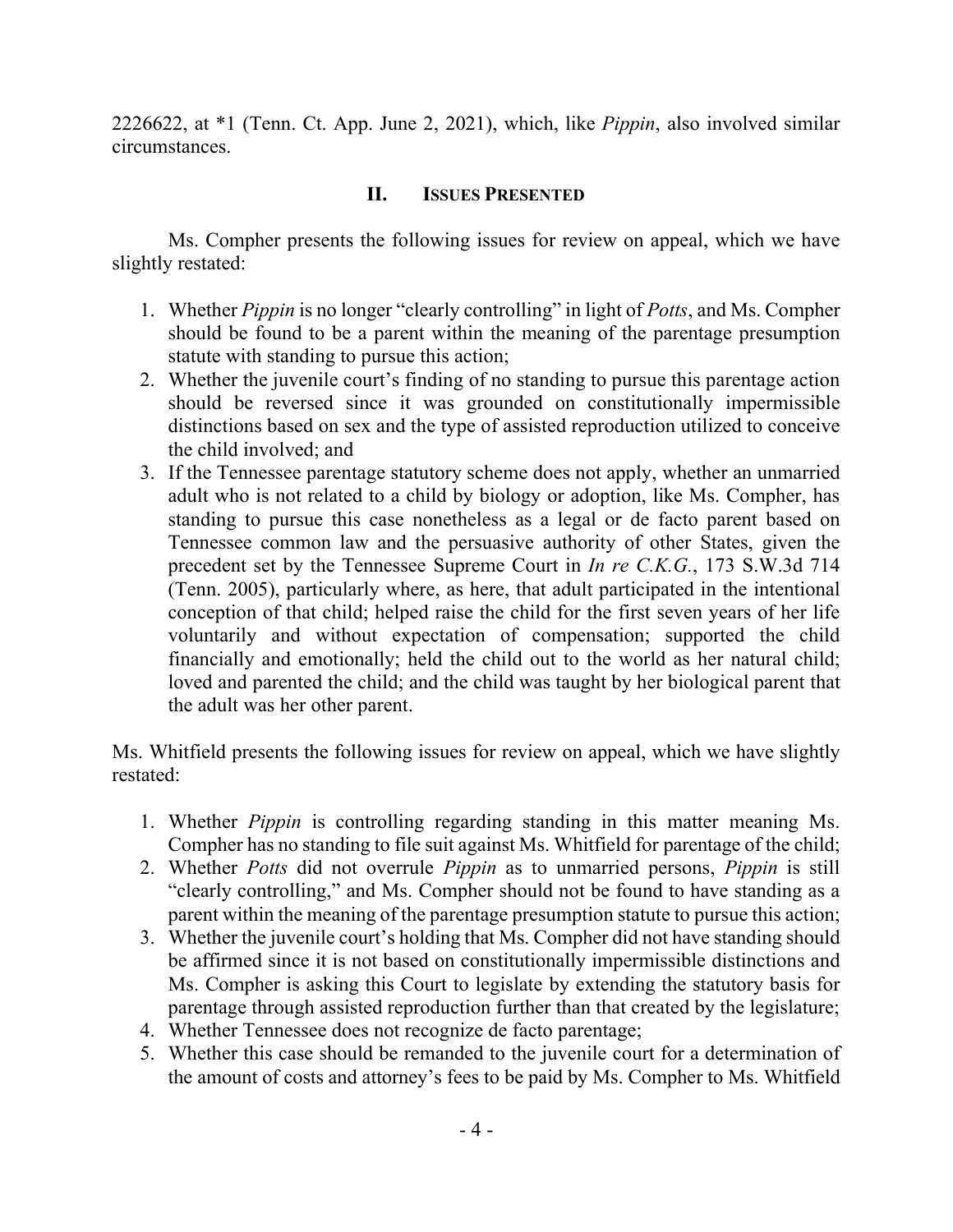2226622, at *1 (Tenn. Ct. App. June 2, 2021), which, like *Pippin*, also involved similar circumstances.

## II. Issues Presented

Ms. Compher presents the following issues for review on appeal, which we have slightly restated:

1. Whether *Pippin* is no longer "clearly controlling" in light of *Potts*, and Ms. Compher should be found to be a parent within the meaning of the parentage presumption statute with standing to pursue this action;
2. Whether the juvenile court's finding of no standing to pursue this parentage action should be reversed since it was grounded on constitutionally impermissible distinctions based on sex and the type of assisted reproduction utilized to conceive the child involved; and
3. If the Tennessee parentage statutory scheme does not apply, whether an unmarried adult who is not related to a child by biology or adoption, like Ms. Compher, has standing to pursue this case nonetheless as a legal or de facto parent based on Tennessee common law and the persuasive authority of other States, given the precedent set by the Tennessee Supreme Court in *In re C.K.G.*, 173 S.W.3d 714 (Tenn. 2005), particularly where, as here, that adult participated in the intentional conception of that child; helped raise the child for the first seven years of her life voluntarily and without expectation of compensation; supported the child financially and emotionally; held the child out to the world as her natural child; loved and parented the child; and the child was taught by her biological parent that the adult was her other parent.

Ms. Whitfield presents the following issues for review on appeal, which we have slightly restated:

1. Whether *Pippin* is controlling regarding standing in this matter meaning Ms. Compher has no standing to file suit against Ms. Whitfield for parentage of the child;
2. Whether *Potts* did not overrule *Pippin* as to unmarried persons, *Pippin* is still "clearly controlling," and Ms. Compher should not be found to have standing as a parent within the meaning of the parentage presumption statute to pursue this action;
3. Whether the juvenile court's holding that Ms. Compher did not have standing should be affirmed since it is not based on constitutionally impermissible distinctions and Ms. Compher is asking this Court to legislate by extending the statutory basis for parentage through assisted reproduction further than that created by the legislature;
4. Whether Tennessee does not recognize de facto parentage;
5. Whether this case should be remanded to the juvenile court for a determination of the amount of costs and attorney's fees to be paid by Ms. Compher to Ms. Whitfield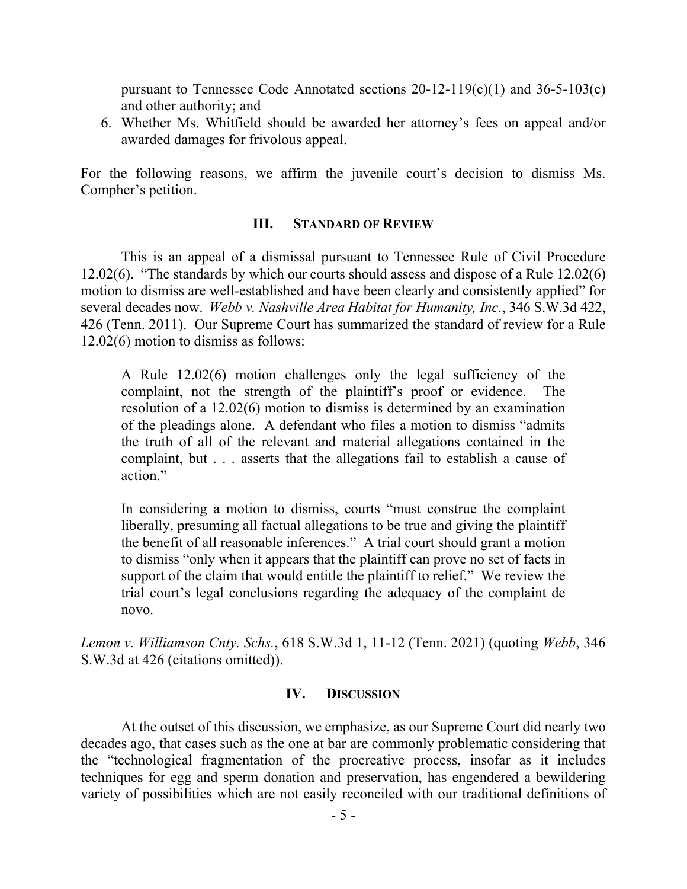pursuant to Tennessee Code Annotated sections 20-12-119(c)(1) and 36-5-103(c) and other authority; and

6. Whether Ms. Whitfield should be awarded her attorney's fees on appeal and/or awarded damages for frivolous appeal.

For the following reasons, we affirm the juvenile court's decision to dismiss Ms. Compher's petition.

## III. STANDARD OF REVIEW

This is an appeal of a dismissal pursuant to Tennessee Rule of Civil Procedure 12.02(6). "The standards by which our courts should assess and dispose of a Rule 12.02(6) motion to dismiss are well-established and have been clearly and consistently applied" for several decades now. *Webb v. Nashville Area Habitat for Humanity, Inc.*, 346 S.W.3d 422, 426 (Tenn. 2011). Our Supreme Court has summarized the standard of review for a Rule 12.02(6) motion to dismiss as follows:

> A Rule 12.02(6) motion challenges only the legal sufficiency of the complaint, not the strength of the plaintiff's proof or evidence. The resolution of a 12.02(6) motion to dismiss is determined by an examination of the pleadings alone. A defendant who files a motion to dismiss "admits the truth of all of the relevant and material allegations contained in the complaint, but . . . asserts that the allegations fail to establish a cause of action."
>
> In considering a motion to dismiss, courts "must construe the complaint liberally, presuming all factual allegations to be true and giving the plaintiff the benefit of all reasonable inferences." A trial court should grant a motion to dismiss "only when it appears that the plaintiff can prove no set of facts in support of the claim that would entitle the plaintiff to relief." We review the trial court's legal conclusions regarding the adequacy of the complaint de novo.

*Lemon v. Williamson Cnty. Schs.*, 618 S.W.3d 1, 11-12 (Tenn. 2021) (quoting *Webb*, 346 S.W.3d at 426 (citations omitted)).

## IV. DISCUSSION

At the outset of this discussion, we emphasize, as our Supreme Court did nearly two decades ago, that cases such as the one at bar are commonly problematic considering that the "technological fragmentation of the procreative process, insofar as it includes techniques for egg and sperm donation and preservation, has engendered a bewildering variety of possibilities which are not easily reconciled with our traditional definitions of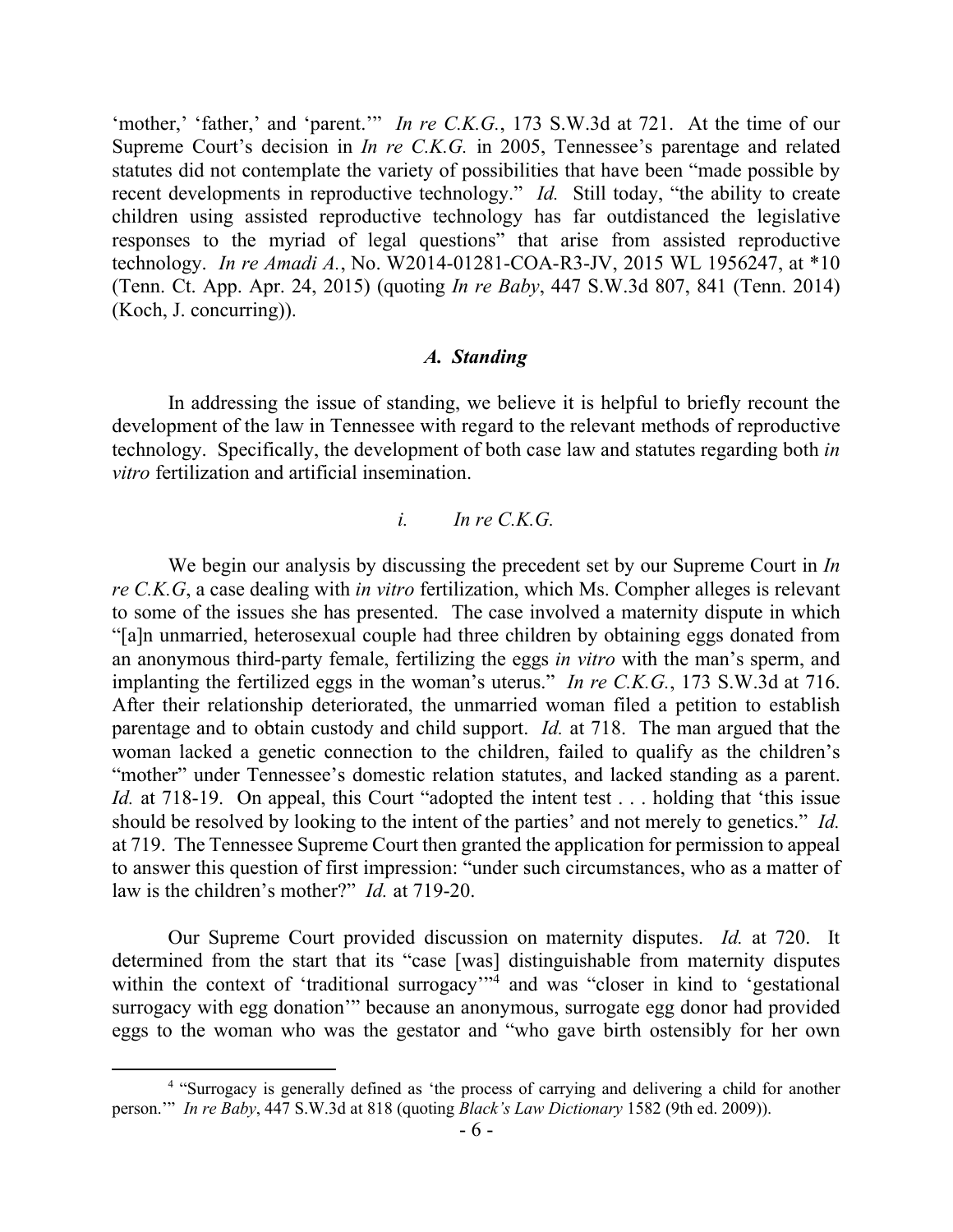'mother,' 'father,' and 'parent.'" *In re C.K.G.*, 173 S.W.3d at 721. At the time of our Supreme Court's decision in *In re C.K.G.* in 2005, Tennessee's parentage and related statutes did not contemplate the variety of possibilities that have been "made possible by recent developments in reproductive technology." *Id.* Still today, "the ability to create children using assisted reproductive technology has far outdistanced the legislative responses to the myriad of legal questions" that arise from assisted reproductive technology. *In re Amadi A.*, No. W2014-01281-COA-R3-JV, 2015 WL 1956247, at *10 (Tenn. Ct. App. Apr. 24, 2015) (quoting *In re Baby*, 447 S.W.3d 807, 841 (Tenn. 2014) (Koch, J. concurring)).

### *A. Standing*

In addressing the issue of standing, we believe it is helpful to briefly recount the development of the law in Tennessee with regard to the relevant methods of reproductive technology. Specifically, the development of both case law and statutes regarding both *in vitro* fertilization and artificial insemination.

#### *i. In re C.K.G.*

We begin our analysis by discussing the precedent set by our Supreme Court in *In re C.K.G*, a case dealing with *in vitro* fertilization, which Ms. Compher alleges is relevant to some of the issues she has presented. The case involved a maternity dispute in which "[a]n unmarried, heterosexual couple had three children by obtaining eggs donated from an anonymous third-party female, fertilizing the eggs *in vitro* with the man's sperm, and implanting the fertilized eggs in the woman's uterus." *In re C.K.G.*, 173 S.W.3d at 716. After their relationship deteriorated, the unmarried woman filed a petition to establish parentage and to obtain custody and child support. *Id.* at 718. The man argued that the woman lacked a genetic connection to the children, failed to qualify as the children's "mother" under Tennessee's domestic relation statutes, and lacked standing as a parent. *Id.* at 718-19. On appeal, this Court "adopted the intent test . . . holding that 'this issue should be resolved by looking to the intent of the parties' and not merely to genetics." *Id.* at 719. The Tennessee Supreme Court then granted the application for permission to appeal to answer this question of first impression: "under such circumstances, who as a matter of law is the children's mother?" *Id.* at 719-20.

Our Supreme Court provided discussion on maternity disputes. *Id.* at 720. It determined from the start that its "case [was] distinguishable from maternity disputes within the context of 'traditional surrogacy'"[4] and was "closer in kind to 'gestational surrogacy with egg donation'" because an anonymous, surrogate egg donor had provided eggs to the woman who was the gestator and "who gave birth ostensibly for her own

---

[4] "Surrogacy is generally defined as 'the process of carrying and delivering a child for another person.'" *In re Baby*, 447 S.W.3d at 818 (quoting *Black's Law Dictionary* 1582 (9th ed. 2009)).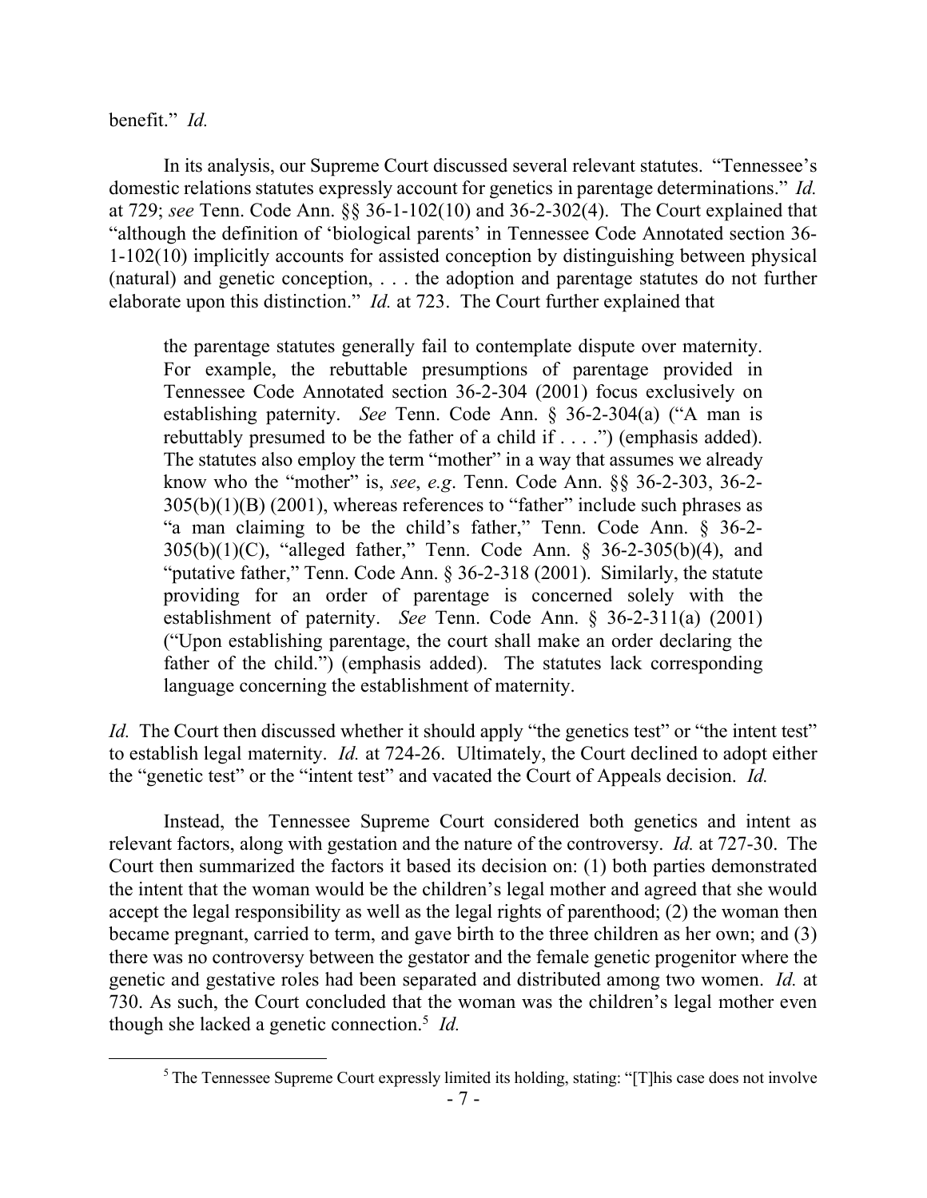benefit." *Id.*

In its analysis, our Supreme Court discussed several relevant statutes. "Tennessee's domestic relations statutes expressly account for genetics in parentage determinations." *Id.* at 729; *see* Tenn. Code Ann. §§ 36-1-102(10) and 36-2-302(4). The Court explained that "although the definition of 'biological parents' in Tennessee Code Annotated section 36-1-102(10) implicitly accounts for assisted conception by distinguishing between physical (natural) and genetic conception, . . . the adoption and parentage statutes do not further elaborate upon this distinction." *Id.* at 723. The Court further explained that

> the parentage statutes generally fail to contemplate dispute over maternity. For example, the rebuttable presumptions of parentage provided in Tennessee Code Annotated section 36-2-304 (2001) focus exclusively on establishing paternity. *See* Tenn. Code Ann. § 36-2-304(a) ("A man is rebuttably presumed to be the father of a child if . . . .") (emphasis added). The statutes also employ the term "mother" in a way that assumes we already know who the "mother" is, *see*, *e.g*. Tenn. Code Ann. §§ 36-2-303, 36-2-305(b)(1)(B) (2001), whereas references to "father" include such phrases as "a man claiming to be the child's father," Tenn. Code Ann. § 36-2-305(b)(1)(C), "alleged father," Tenn. Code Ann. § 36-2-305(b)(4), and "putative father," Tenn. Code Ann. § 36-2-318 (2001). Similarly, the statute providing for an order of parentage is concerned solely with the establishment of paternity. *See* Tenn. Code Ann. § 36-2-311(a) (2001) ("Upon establishing parentage, the court shall make an order declaring the father of the child.") (emphasis added). The statutes lack corresponding language concerning the establishment of maternity.

*Id.* The Court then discussed whether it should apply "the genetics test" or "the intent test" to establish legal maternity. *Id.* at 724-26. Ultimately, the Court declined to adopt either the "genetic test" or the "intent test" and vacated the Court of Appeals decision. *Id.*

Instead, the Tennessee Supreme Court considered both genetics and intent as relevant factors, along with gestation and the nature of the controversy. *Id.* at 727-30. The Court then summarized the factors it based its decision on: (1) both parties demonstrated the intent that the woman would be the children's legal mother and agreed that she would accept the legal responsibility as well as the legal rights of parenthood; (2) the woman then became pregnant, carried to term, and gave birth to the three children as her own; and (3) there was no controversy between the gestator and the female genetic progenitor where the genetic and gestative roles had been separated and distributed among two women. *Id.* at 730. As such, the Court concluded that the woman was the children's legal mother even though she lacked a genetic connection.[5] *Id.*

[5] The Tennessee Supreme Court expressly limited its holding, stating: "[T]his case does not involve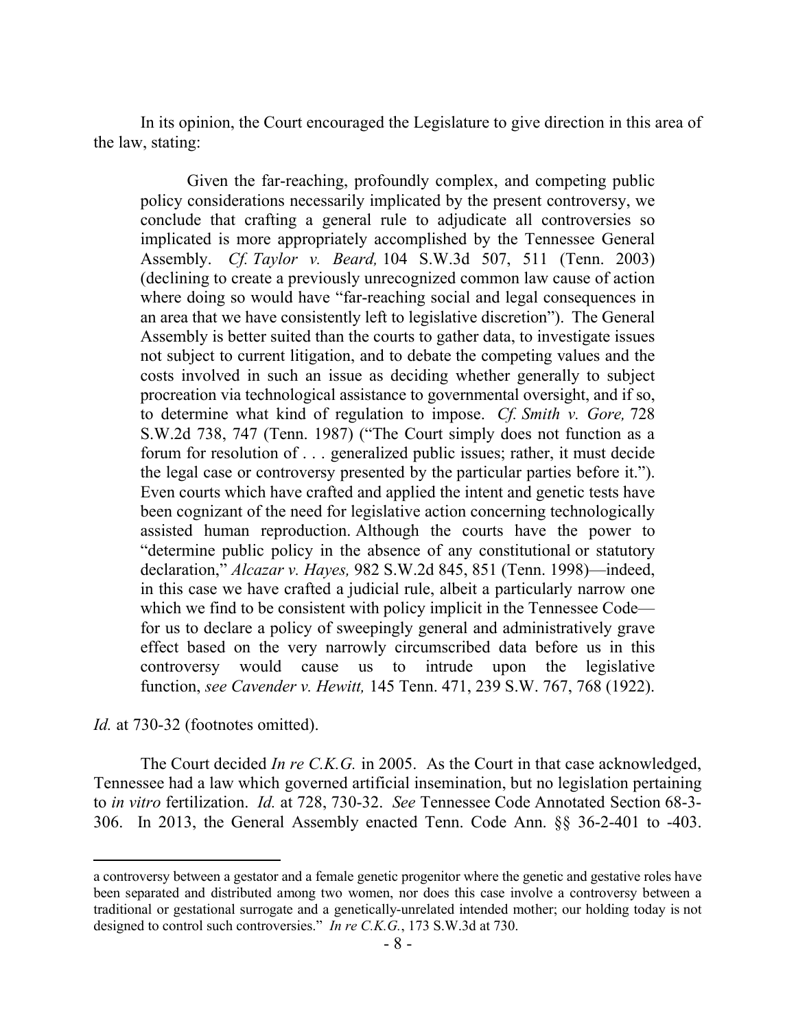In its opinion, the Court encouraged the Legislature to give direction in this area of the law, stating:

> Given the far-reaching, profoundly complex, and competing public policy considerations necessarily implicated by the present controversy, we conclude that crafting a general rule to adjudicate all controversies so implicated is more appropriately accomplished by the Tennessee General Assembly. *Cf. Taylor v. Beard,* 104 S.W.3d 507, 511 (Tenn. 2003) (declining to create a previously unrecognized common law cause of action where doing so would have "far-reaching social and legal consequences in an area that we have consistently left to legislative discretion"). The General Assembly is better suited than the courts to gather data, to investigate issues not subject to current litigation, and to debate the competing values and the costs involved in such an issue as deciding whether generally to subject procreation via technological assistance to governmental oversight, and if so, to determine what kind of regulation to impose. *Cf. Smith v. Gore,* 728 S.W.2d 738, 747 (Tenn. 1987) ("The Court simply does not function as a forum for resolution of . . . generalized public issues; rather, it must decide the legal case or controversy presented by the particular parties before it."). Even courts which have crafted and applied the intent and genetic tests have been cognizant of the need for legislative action concerning technologically assisted human reproduction. Although the courts have the power to "determine public policy in the absence of any constitutional or statutory declaration," *Alcazar v. Hayes,* 982 S.W.2d 845, 851 (Tenn. 1998)—indeed, in this case we have crafted a judicial rule, albeit a particularly narrow one which we find to be consistent with policy implicit in the Tennessee Code—for us to declare a policy of sweepingly general and administratively grave effect based on the very narrowly circumscribed data before us in this controversy would cause us to intrude upon the legislative function, *see Cavender v. Hewitt,* 145 Tenn. 471, 239 S.W. 767, 768 (1922).

*Id.* at 730-32 (footnotes omitted).

The Court decided *In re C.K.G.* in 2005. As the Court in that case acknowledged, Tennessee had a law which governed artificial insemination, but no legislation pertaining to *in vitro* fertilization. *Id.* at 728, 730-32. *See* Tennessee Code Annotated Section 68-3-306. In 2013, the General Assembly enacted Tenn. Code Ann. §§ 36-2-401 to -403.

---

a controversy between a gestator and a female genetic progenitor where the genetic and gestative roles have been separated and distributed among two women, nor does this case involve a controversy between a traditional or gestational surrogate and a genetically-unrelated intended mother; our holding today is not designed to control such controversies." *In re C.K.G.*, 173 S.W.3d at 730.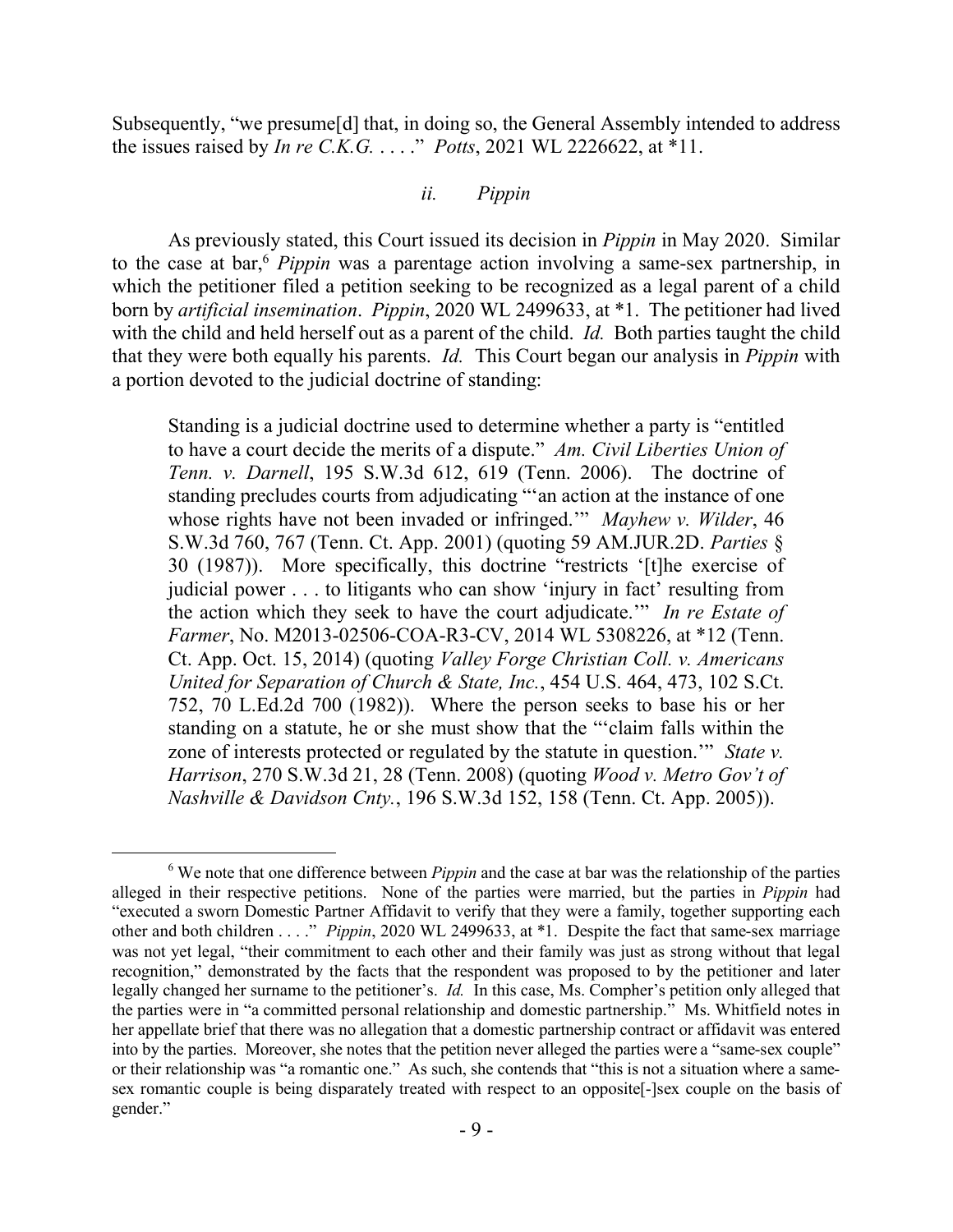Subsequently, "we presume[d] that, in doing so, the General Assembly intended to address the issues raised by *In re C.K.G.* . . . ." *Potts*, 2021 WL 2226622, at *11.

### *ii. Pippin*

As previously stated, this Court issued its decision in *Pippin* in May 2020. Similar to the case at bar,[6] *Pippin* was a parentage action involving a same-sex partnership, in which the petitioner filed a petition seeking to be recognized as a legal parent of a child born by *artificial insemination*. *Pippin*, 2020 WL 2499633, at *1. The petitioner had lived with the child and held herself out as a parent of the child. *Id.* Both parties taught the child that they were both equally his parents. *Id.* This Court began our analysis in *Pippin* with a portion devoted to the judicial doctrine of standing:

> Standing is a judicial doctrine used to determine whether a party is "entitled to have a court decide the merits of a dispute." *Am. Civil Liberties Union of Tenn. v. Darnell*, 195 S.W.3d 612, 619 (Tenn. 2006). The doctrine of standing precludes courts from adjudicating "'an action at the instance of one whose rights have not been invaded or infringed.'" *Mayhew v. Wilder*, 46 S.W.3d 760, 767 (Tenn. Ct. App. 2001) (quoting 59 AM.JUR.2D. *Parties* § 30 (1987)). More specifically, this doctrine "restricts '[t]he exercise of judicial power . . . to litigants who can show 'injury in fact' resulting from the action which they seek to have the court adjudicate.'" *In re Estate of Farmer*, No. M2013-02506-COA-R3-CV, 2014 WL 5308226, at *12 (Tenn. Ct. App. Oct. 15, 2014) (quoting *Valley Forge Christian Coll. v. Americans United for Separation of Church & State, Inc.*, 454 U.S. 464, 473, 102 S.Ct. 752, 70 L.Ed.2d 700 (1982)). Where the person seeks to base his or her standing on a statute, he or she must show that the "'claim falls within the zone of interests protected or regulated by the statute in question.'" *State v. Harrison*, 270 S.W.3d 21, 28 (Tenn. 2008) (quoting *Wood v. Metro Gov't of Nashville & Davidson Cnty.*, 196 S.W.3d 152, 158 (Tenn. Ct. App. 2005)).

---

[6] We note that one difference between *Pippin* and the case at bar was the relationship of the parties alleged in their respective petitions. None of the parties were married, but the parties in *Pippin* had "executed a sworn Domestic Partner Affidavit to verify that they were a family, together supporting each other and both children . . . ." *Pippin*, 2020 WL 2499633, at *1. Despite the fact that same-sex marriage was not yet legal, "their commitment to each other and their family was just as strong without that legal recognition," demonstrated by the facts that the respondent was proposed to by the petitioner and later legally changed her surname to the petitioner's. *Id.* In this case, Ms. Compher's petition only alleged that the parties were in "a committed personal relationship and domestic partnership." Ms. Whitfield notes in her appellate brief that there was no allegation that a domestic partnership contract or affidavit was entered into by the parties. Moreover, she notes that the petition never alleged the parties were a "same-sex couple" or their relationship was "a romantic one." As such, she contends that "this is not a situation where a same-sex romantic couple is being disparately treated with respect to an opposite[-]sex couple on the basis of gender."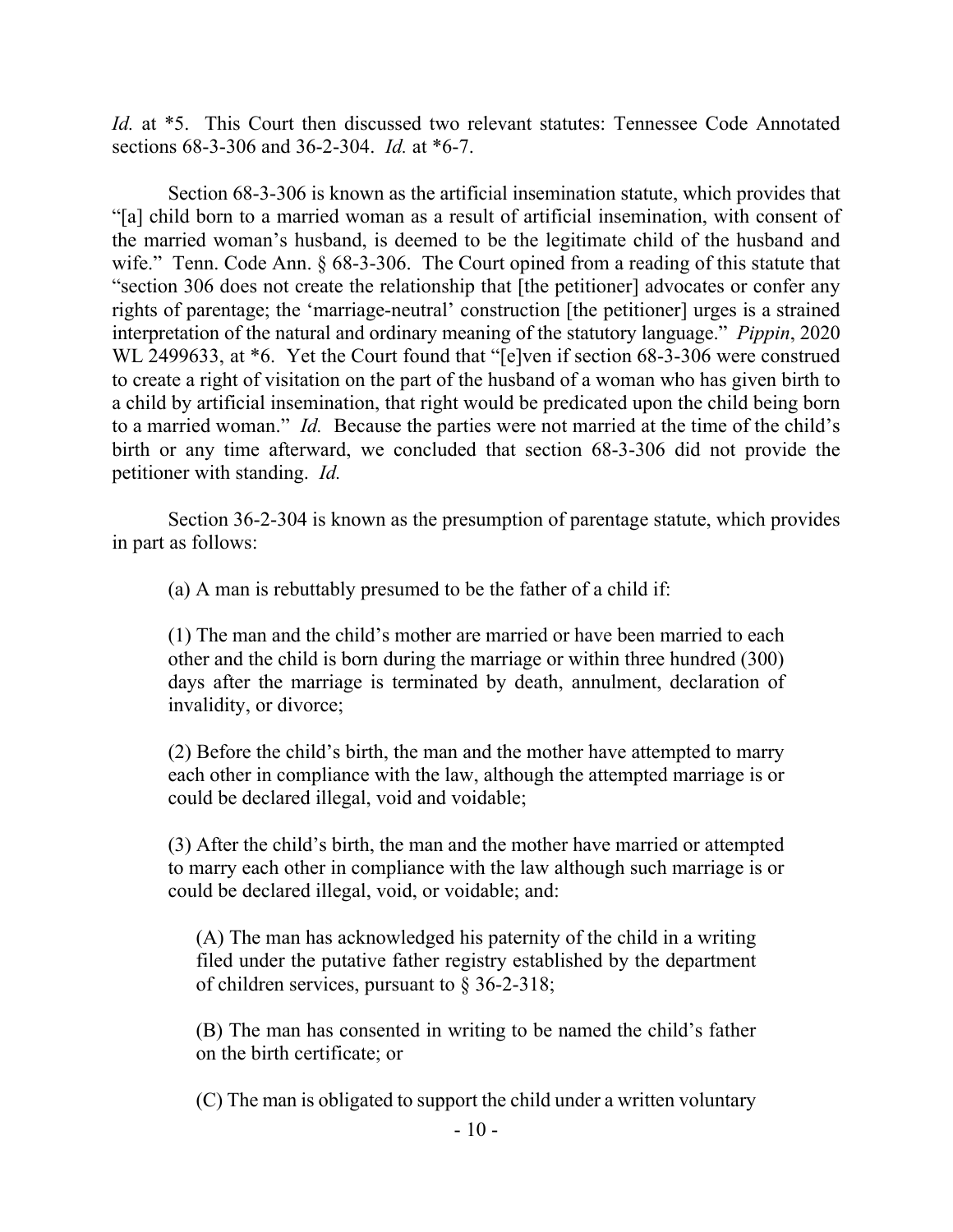*Id.* at *5. This Court then discussed two relevant statutes: Tennessee Code Annotated sections 68-3-306 and 36-2-304. *Id.* at *6-7.

Section 68-3-306 is known as the artificial insemination statute, which provides that "[a] child born to a married woman as a result of artificial insemination, with consent of the married woman's husband, is deemed to be the legitimate child of the husband and wife." Tenn. Code Ann. § 68-3-306. The Court opined from a reading of this statute that "section 306 does not create the relationship that [the petitioner] advocates or confer any rights of parentage; the 'marriage-neutral' construction [the petitioner] urges is a strained interpretation of the natural and ordinary meaning of the statutory language." *Pippin*, 2020 WL 2499633, at *6. Yet the Court found that "[e]ven if section 68-3-306 were construed to create a right of visitation on the part of the husband of a woman who has given birth to a child by artificial insemination, that right would be predicated upon the child being born to a married woman." *Id.* Because the parties were not married at the time of the child's birth or any time afterward, we concluded that section 68-3-306 did not provide the petitioner with standing. *Id.*

Section 36-2-304 is known as the presumption of parentage statute, which provides in part as follows:

> (a) A man is rebuttably presumed to be the father of a child if:
>
> (1) The man and the child's mother are married or have been married to each other and the child is born during the marriage or within three hundred (300) days after the marriage is terminated by death, annulment, declaration of invalidity, or divorce;
>
> (2) Before the child's birth, the man and the mother have attempted to marry each other in compliance with the law, although the attempted marriage is or could be declared illegal, void and voidable;
>
> (3) After the child's birth, the man and the mother have married or attempted to marry each other in compliance with the law although such marriage is or could be declared illegal, void, or voidable; and:
>
>> (A) The man has acknowledged his paternity of the child in a writing filed under the putative father registry established by the department of children services, pursuant to § 36-2-318;
>>
>> (B) The man has consented in writing to be named the child's father on the birth certificate; or
>>
>> (C) The man is obligated to support the child under a written voluntary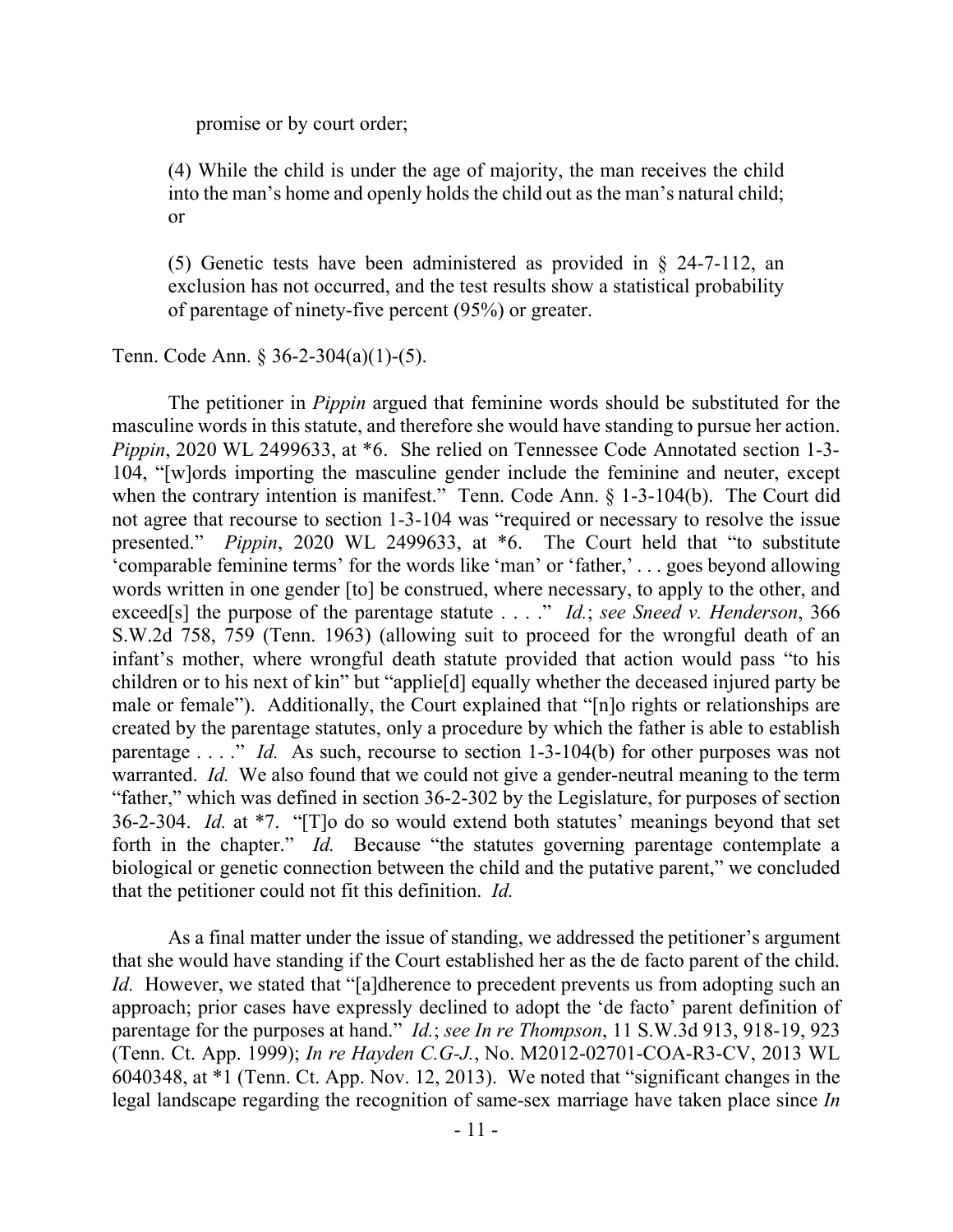promise or by court order;

(4) While the child is under the age of majority, the man receives the child into the man's home and openly holds the child out as the man's natural child; or

(5) Genetic tests have been administered as provided in § 24-7-112, an exclusion has not occurred, and the test results show a statistical probability of parentage of ninety-five percent (95%) or greater.

Tenn. Code Ann. § 36-2-304(a)(1)-(5).

The petitioner in *Pippin* argued that feminine words should be substituted for the masculine words in this statute, and therefore she would have standing to pursue her action. *Pippin*, 2020 WL 2499633, at *6. She relied on Tennessee Code Annotated section 1-3-104, "[w]ords importing the masculine gender include the feminine and neuter, except when the contrary intention is manifest." Tenn. Code Ann. § 1-3-104(b). The Court did not agree that recourse to section 1-3-104 was "required or necessary to resolve the issue presented." *Pippin*, 2020 WL 2499633, at *6. The Court held that "to substitute 'comparable feminine terms' for the words like 'man' or 'father,' . . . goes beyond allowing words written in one gender [to] be construed, where necessary, to apply to the other, and exceed[s] the purpose of the parentage statute . . . ." *Id.*; *see Sneed v. Henderson*, 366 S.W.2d 758, 759 (Tenn. 1963) (allowing suit to proceed for the wrongful death of an infant's mother, where wrongful death statute provided that action would pass "to his children or to his next of kin" but "applie[d] equally whether the deceased injured party be male or female"). Additionally, the Court explained that "[n]o rights or relationships are created by the parentage statutes, only a procedure by which the father is able to establish parentage . . . ." *Id.* As such, recourse to section 1-3-104(b) for other purposes was not warranted. *Id.* We also found that we could not give a gender-neutral meaning to the term "father," which was defined in section 36-2-302 by the Legislature, for purposes of section 36-2-304. *Id.* at *7. "[T]o do so would extend both statutes' meanings beyond that set forth in the chapter." *Id.* Because "the statutes governing parentage contemplate a biological or genetic connection between the child and the putative parent," we concluded that the petitioner could not fit this definition. *Id.*

As a final matter under the issue of standing, we addressed the petitioner's argument that she would have standing if the Court established her as the de facto parent of the child. *Id.* However, we stated that "[a]dherence to precedent prevents us from adopting such an approach; prior cases have expressly declined to adopt the 'de facto' parent definition of parentage for the purposes at hand." *Id.*; *see In re Thompson*, 11 S.W.3d 913, 918-19, 923 (Tenn. Ct. App. 1999); *In re Hayden C.G-J.*, No. M2012-02701-COA-R3-CV, 2013 WL 6040348, at *1 (Tenn. Ct. App. Nov. 12, 2013). We noted that "significant changes in the legal landscape regarding the recognition of same-sex marriage have taken place since *In*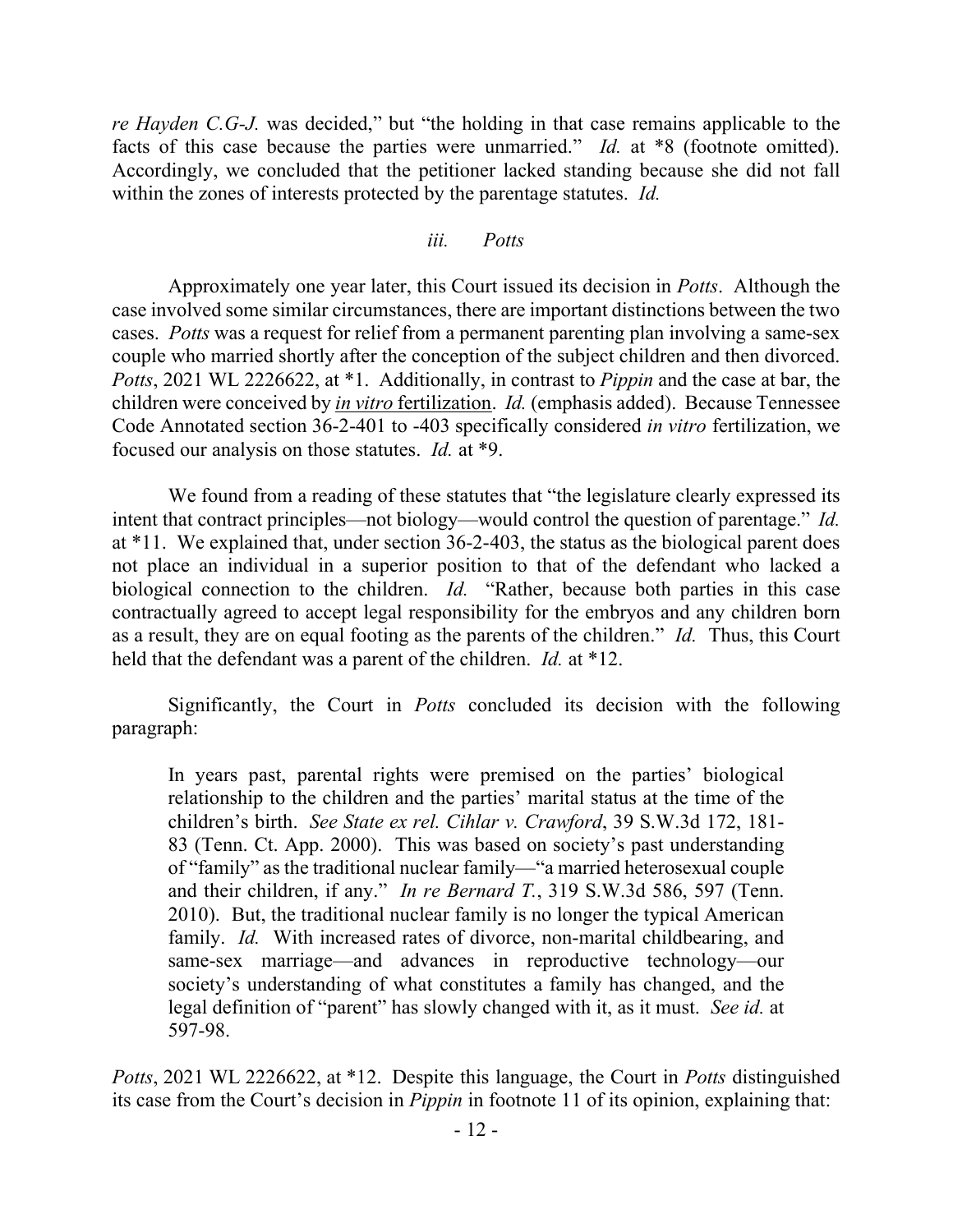*re Hayden C.G-J.* was decided," but "the holding in that case remains applicable to the facts of this case because the parties were unmarried." *Id.* at *8 (footnote omitted). Accordingly, we concluded that the petitioner lacked standing because she did not fall within the zones of interests protected by the parentage statutes. *Id.*

### *iii. Potts*

Approximately one year later, this Court issued its decision in *Potts*. Although the case involved some similar circumstances, there are important distinctions between the two cases. *Potts* was a request for relief from a permanent parenting plan involving a same-sex couple who married shortly after the conception of the subject children and then divorced. *Potts*, 2021 WL 2226622, at *1. Additionally, in contrast to *Pippin* and the case at bar, the children were conceived by <u>*in vitro* fertilization</u>. *Id.* (emphasis added). Because Tennessee Code Annotated section 36-2-401 to -403 specifically considered *in vitro* fertilization, we focused our analysis on those statutes. *Id.* at *9.

We found from a reading of these statutes that "the legislature clearly expressed its intent that contract principles—not biology—would control the question of parentage." *Id.* at *11. We explained that, under section 36-2-403, the status as the biological parent does not place an individual in a superior position to that of the defendant who lacked a biological connection to the children. *Id.* "Rather, because both parties in this case contractually agreed to accept legal responsibility for the embryos and any children born as a result, they are on equal footing as the parents of the children." *Id.* Thus, this Court held that the defendant was a parent of the children. *Id.* at *12.

Significantly, the Court in *Potts* concluded its decision with the following paragraph:

> In years past, parental rights were premised on the parties' biological relationship to the children and the parties' marital status at the time of the children's birth. *See State ex rel. Cihlar v. Crawford*, 39 S.W.3d 172, 181-83 (Tenn. Ct. App. 2000). This was based on society's past understanding of "family" as the traditional nuclear family—"a married heterosexual couple and their children, if any." *In re Bernard T.*, 319 S.W.3d 586, 597 (Tenn. 2010). But, the traditional nuclear family is no longer the typical American family. *Id.* With increased rates of divorce, non-marital childbearing, and same-sex marriage—and advances in reproductive technology—our society's understanding of what constitutes a family has changed, and the legal definition of "parent" has slowly changed with it, as it must. *See id.* at 597-98.

*Potts*, 2021 WL 2226622, at *12. Despite this language, the Court in *Potts* distinguished its case from the Court's decision in *Pippin* in footnote 11 of its opinion, explaining that: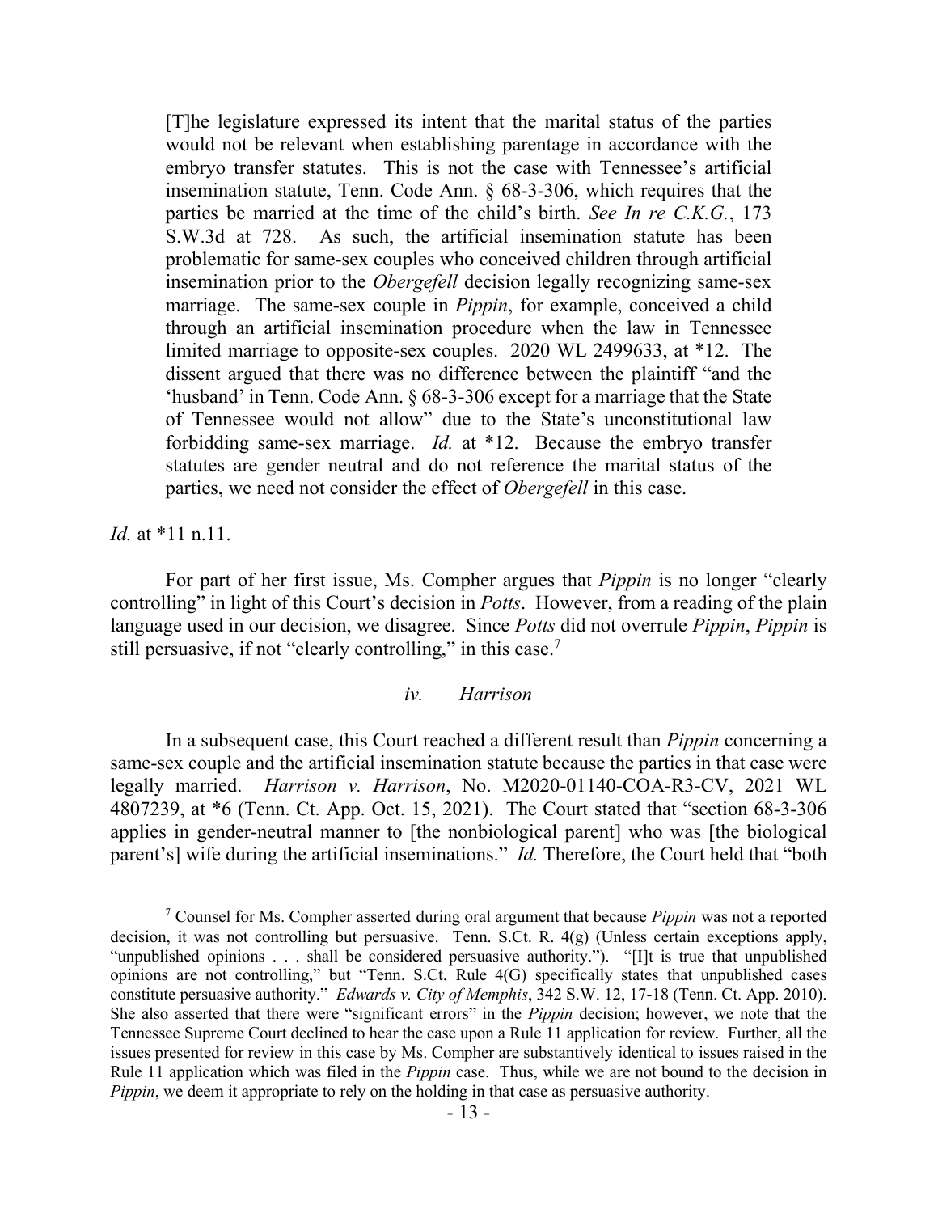> [T]he legislature expressed its intent that the marital status of the parties would not be relevant when establishing parentage in accordance with the embryo transfer statutes. This is not the case with Tennessee's artificial insemination statute, Tenn. Code Ann. § 68-3-306, which requires that the parties be married at the time of the child's birth. *See In re C.K.G.*, 173 S.W.3d at 728. As such, the artificial insemination statute has been problematic for same-sex couples who conceived children through artificial insemination prior to the *Obergefell* decision legally recognizing same-sex marriage. The same-sex couple in *Pippin*, for example, conceived a child through an artificial insemination procedure when the law in Tennessee limited marriage to opposite-sex couples. 2020 WL 2499633, at *12. The dissent argued that there was no difference between the plaintiff "and the 'husband' in Tenn. Code Ann. § 68-3-306 except for a marriage that the State of Tennessee would not allow" due to the State's unconstitutional law forbidding same-sex marriage. *Id.* at *12. Because the embryo transfer statutes are gender neutral and do not reference the marital status of the parties, we need not consider the effect of *Obergefell* in this case.

*Id.* at *11 n.11.

For part of her first issue, Ms. Compher argues that *Pippin* is no longer "clearly controlling" in light of this Court's decision in *Potts*. However, from a reading of the plain language used in our decision, we disagree. Since *Potts* did not overrule *Pippin*, *Pippin* is still persuasive, if not "clearly controlling," in this case.[7]

### *iv. Harrison*

In a subsequent case, this Court reached a different result than *Pippin* concerning a same-sex couple and the artificial insemination statute because the parties in that case were legally married. *Harrison v. Harrison*, No. M2020-01140-COA-R3-CV, 2021 WL 4807239, at *6 (Tenn. Ct. App. Oct. 15, 2021). The Court stated that "section 68-3-306 applies in gender-neutral manner to [the nonbiological parent] who was [the biological parent's] wife during the artificial inseminations." *Id.* Therefore, the Court held that "both

---

[7] Counsel for Ms. Compher asserted during oral argument that because *Pippin* was not a reported decision, it was not controlling but persuasive. Tenn. S.Ct. R. 4(g) (Unless certain exceptions apply, "unpublished opinions . . . shall be considered persuasive authority."). "[I]t is true that unpublished opinions are not controlling," but "Tenn. S.Ct. Rule 4(G) specifically states that unpublished cases constitute persuasive authority." *Edwards v. City of Memphis*, 342 S.W. 12, 17-18 (Tenn. Ct. App. 2010). She also asserted that there were "significant errors" in the *Pippin* decision; however, we note that the Tennessee Supreme Court declined to hear the case upon a Rule 11 application for review. Further, all the issues presented for review in this case by Ms. Compher are substantively identical to issues raised in the Rule 11 application which was filed in the *Pippin* case. Thus, while we are not bound to the decision in *Pippin*, we deem it appropriate to rely on the holding in that case as persuasive authority.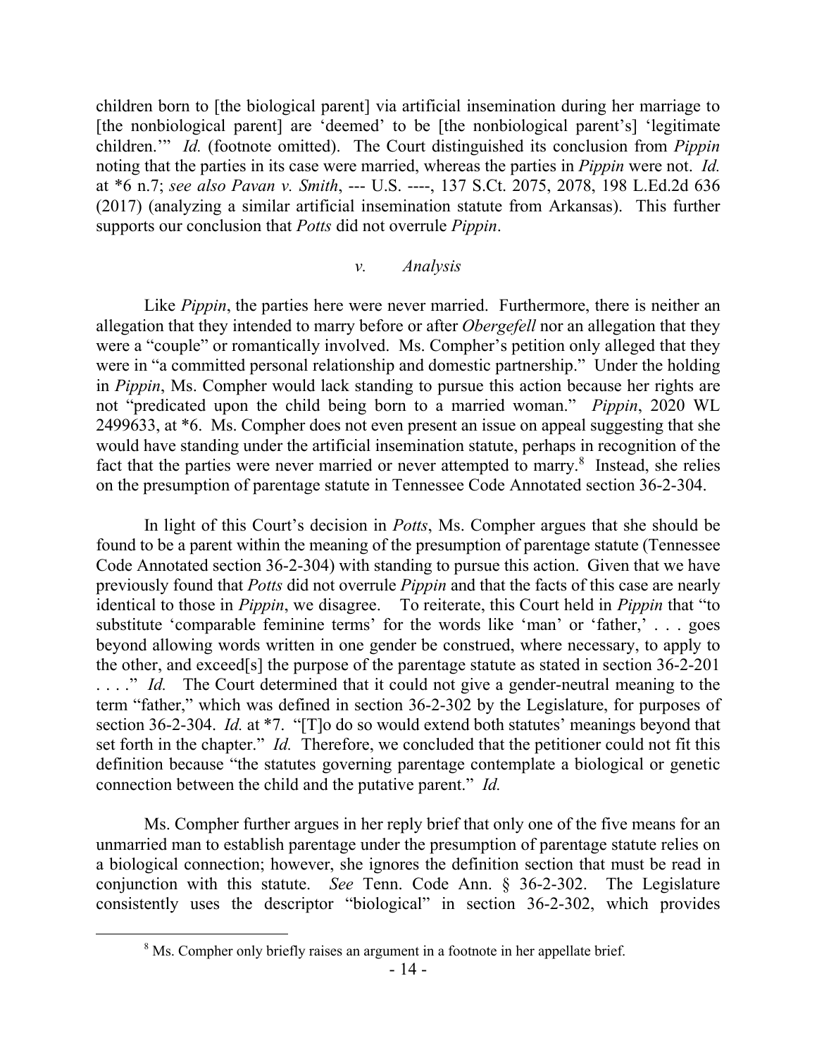children born to [the biological parent] via artificial insemination during her marriage to [the nonbiological parent] are 'deemed' to be [the nonbiological parent's] 'legitimate children.'" *Id.* (footnote omitted). The Court distinguished its conclusion from *Pippin* noting that the parties in its case were married, whereas the parties in *Pippin* were not. *Id.* at *6 n.7; *see also Pavan v. Smith*, --- U.S. ----, 137 S.Ct. 2075, 2078, 198 L.Ed.2d 636 (2017) (analyzing a similar artificial insemination statute from Arkansas). This further supports our conclusion that *Potts* did not overrule *Pippin*.

### *v. Analysis*

Like *Pippin*, the parties here were never married. Furthermore, there is neither an allegation that they intended to marry before or after *Obergefell* nor an allegation that they were a "couple" or romantically involved. Ms. Compher's petition only alleged that they were in "a committed personal relationship and domestic partnership." Under the holding in *Pippin*, Ms. Compher would lack standing to pursue this action because her rights are not "predicated upon the child being born to a married woman." *Pippin*, 2020 WL 2499633, at *6. Ms. Compher does not even present an issue on appeal suggesting that she would have standing under the artificial insemination statute, perhaps in recognition of the fact that the parties were never married or never attempted to marry.[8] Instead, she relies on the presumption of parentage statute in Tennessee Code Annotated section 36-2-304.

In light of this Court's decision in *Potts*, Ms. Compher argues that she should be found to be a parent within the meaning of the presumption of parentage statute (Tennessee Code Annotated section 36-2-304) with standing to pursue this action. Given that we have previously found that *Potts* did not overrule *Pippin* and that the facts of this case are nearly identical to those in *Pippin*, we disagree. To reiterate, this Court held in *Pippin* that "to substitute 'comparable feminine terms' for the words like 'man' or 'father,' . . . goes beyond allowing words written in one gender be construed, where necessary, to apply to the other, and exceed[s] the purpose of the parentage statute as stated in section 36-2-201 . . . ." *Id.* The Court determined that it could not give a gender-neutral meaning to the term "father," which was defined in section 36-2-302 by the Legislature, for purposes of section 36-2-304. *Id.* at *7. "[T]o do so would extend both statutes' meanings beyond that set forth in the chapter." *Id.* Therefore, we concluded that the petitioner could not fit this definition because "the statutes governing parentage contemplate a biological or genetic connection between the child and the putative parent." *Id.*

Ms. Compher further argues in her reply brief that only one of the five means for an unmarried man to establish parentage under the presumption of parentage statute relies on a biological connection; however, she ignores the definition section that must be read in conjunction with this statute. *See* Tenn. Code Ann. § 36-2-302. The Legislature consistently uses the descriptor "biological" in section 36-2-302, which provides

[8] Ms. Compher only briefly raises an argument in a footnote in her appellate brief.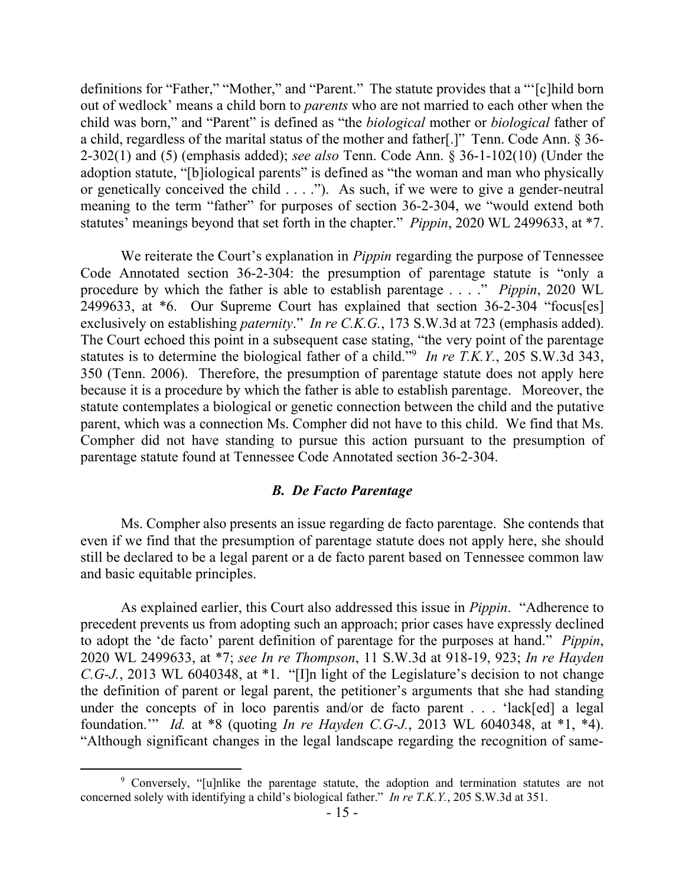definitions for "Father," "Mother," and "Parent." The statute provides that a "'[c]hild born out of wedlock' means a child born to *parents* who are not married to each other when the child was born," and "Parent" is defined as "the *biological* mother or *biological* father of a child, regardless of the marital status of the mother and father[.]" Tenn. Code Ann. § 36-2-302(1) and (5) (emphasis added); *see also* Tenn. Code Ann. § 36-1-102(10) (Under the adoption statute, "[b]iological parents" is defined as "the woman and man who physically or genetically conceived the child . . . ."). As such, if we were to give a gender-neutral meaning to the term "father" for purposes of section 36-2-304, we "would extend both statutes' meanings beyond that set forth in the chapter." *Pippin*, 2020 WL 2499633, at *7.

We reiterate the Court's explanation in *Pippin* regarding the purpose of Tennessee Code Annotated section 36-2-304: the presumption of parentage statute is "only a procedure by which the father is able to establish parentage . . . ." *Pippin*, 2020 WL 2499633, at *6. Our Supreme Court has explained that section 36-2-304 "focus[es] exclusively on establishing *paternity*." *In re C.K.G.*, 173 S.W.3d at 723 (emphasis added). The Court echoed this point in a subsequent case stating, "the very point of the parentage statutes is to determine the biological father of a child."[9] *In re T.K.Y.*, 205 S.W.3d 343, 350 (Tenn. 2006). Therefore, the presumption of parentage statute does not apply here because it is a procedure by which the father is able to establish parentage. Moreover, the statute contemplates a biological or genetic connection between the child and the putative parent, which was a connection Ms. Compher did not have to this child. We find that Ms. Compher did not have standing to pursue this action pursuant to the presumption of parentage statute found at Tennessee Code Annotated section 36-2-304.

### *B. De Facto Parentage*

Ms. Compher also presents an issue regarding de facto parentage. She contends that even if we find that the presumption of parentage statute does not apply here, she should still be declared to be a legal parent or a de facto parent based on Tennessee common law and basic equitable principles.

As explained earlier, this Court also addressed this issue in *Pippin*. "Adherence to precedent prevents us from adopting such an approach; prior cases have expressly declined to adopt the 'de facto' parent definition of parentage for the purposes at hand." *Pippin*, 2020 WL 2499633, at *7; *see In re Thompson*, 11 S.W.3d at 918-19, 923; *In re Hayden C.G-J.*, 2013 WL 6040348, at *1. "[I]n light of the Legislature's decision to not change the definition of parent or legal parent, the petitioner's arguments that she had standing under the concepts of in loco parentis and/or de facto parent . . . 'lack[ed] a legal foundation.'" *Id.* at *8 (quoting *In re Hayden C.G-J.*, 2013 WL 6040348, at *1, *4). "Although significant changes in the legal landscape regarding the recognition of same-

[9] Conversely, "[u]nlike the parentage statute, the adoption and termination statutes are not concerned solely with identifying a child's biological father." *In re T.K.Y.*, 205 S.W.3d at 351.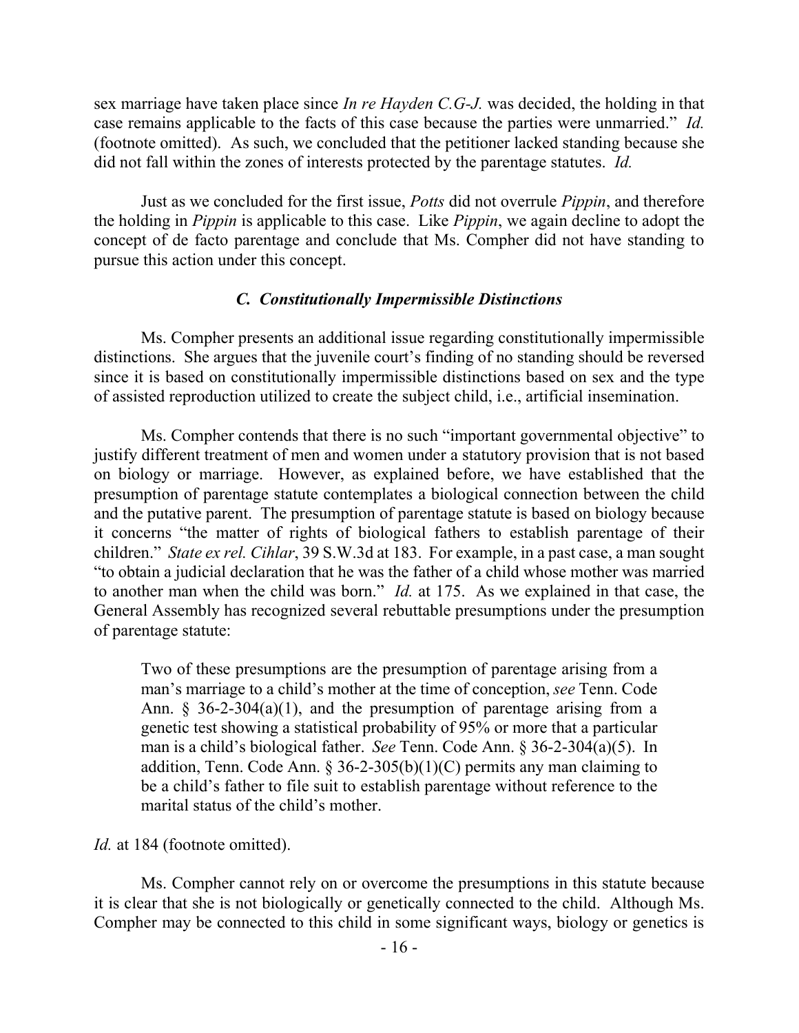sex marriage have taken place since *In re Hayden C.G-J.* was decided, the holding in that case remains applicable to the facts of this case because the parties were unmarried." *Id.* (footnote omitted). As such, we concluded that the petitioner lacked standing because she did not fall within the zones of interests protected by the parentage statutes. *Id.*

Just as we concluded for the first issue, *Potts* did not overrule *Pippin*, and therefore the holding in *Pippin* is applicable to this case. Like *Pippin*, we again decline to adopt the concept of de facto parentage and conclude that Ms. Compher did not have standing to pursue this action under this concept.

### *C. Constitutionally Impermissible Distinctions*

Ms. Compher presents an additional issue regarding constitutionally impermissible distinctions. She argues that the juvenile court's finding of no standing should be reversed since it is based on constitutionally impermissible distinctions based on sex and the type of assisted reproduction utilized to create the subject child, i.e., artificial insemination.

Ms. Compher contends that there is no such "important governmental objective" to justify different treatment of men and women under a statutory provision that is not based on biology or marriage. However, as explained before, we have established that the presumption of parentage statute contemplates a biological connection between the child and the putative parent. The presumption of parentage statute is based on biology because it concerns "the matter of rights of biological fathers to establish parentage of their children." *State ex rel. Cihlar*, 39 S.W.3d at 183. For example, in a past case, a man sought "to obtain a judicial declaration that he was the father of a child whose mother was married to another man when the child was born." *Id.* at 175. As we explained in that case, the General Assembly has recognized several rebuttable presumptions under the presumption of parentage statute:

> Two of these presumptions are the presumption of parentage arising from a man's marriage to a child's mother at the time of conception, *see* Tenn. Code Ann. § 36-2-304(a)(1), and the presumption of parentage arising from a genetic test showing a statistical probability of 95% or more that a particular man is a child's biological father. *See* Tenn. Code Ann. § 36-2-304(a)(5). In addition, Tenn. Code Ann. § 36-2-305(b)(1)(C) permits any man claiming to be a child's father to file suit to establish parentage without reference to the marital status of the child's mother.

*Id.* at 184 (footnote omitted).

Ms. Compher cannot rely on or overcome the presumptions in this statute because it is clear that she is not biologically or genetically connected to the child. Although Ms. Compher may be connected to this child in some significant ways, biology or genetics is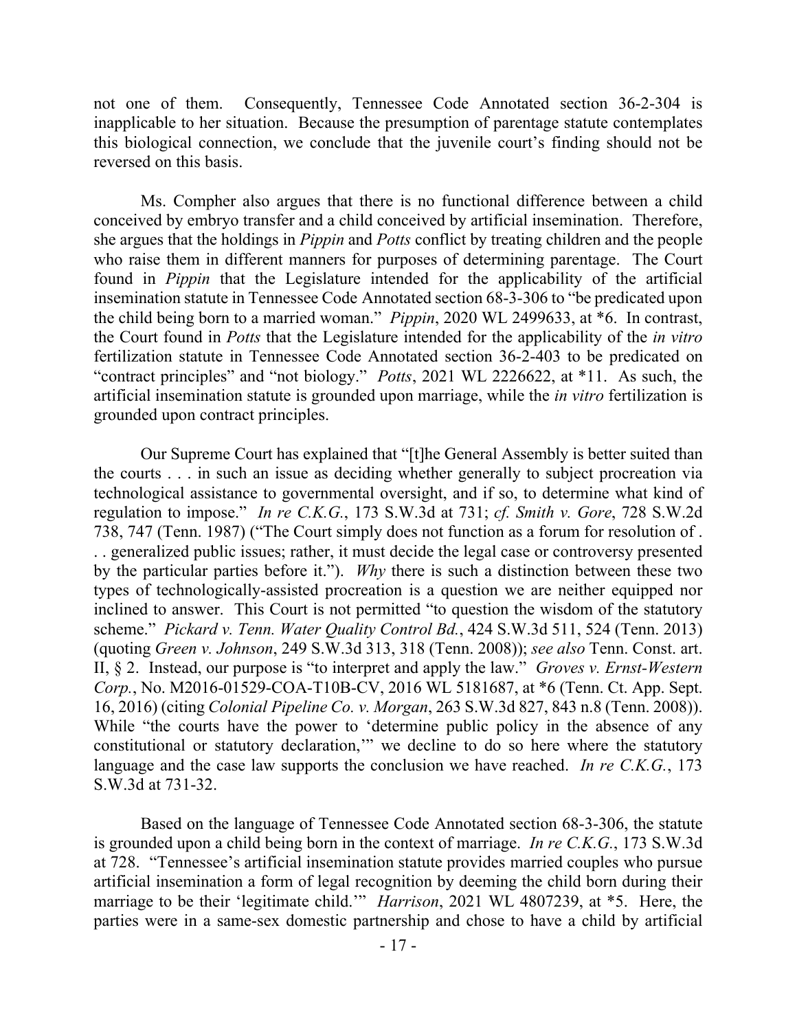not one of them. Consequently, Tennessee Code Annotated section 36-2-304 is inapplicable to her situation. Because the presumption of parentage statute contemplates this biological connection, we conclude that the juvenile court's finding should not be reversed on this basis.

Ms. Compher also argues that there is no functional difference between a child conceived by embryo transfer and a child conceived by artificial insemination. Therefore, she argues that the holdings in *Pippin* and *Potts* conflict by treating children and the people who raise them in different manners for purposes of determining parentage. The Court found in *Pippin* that the Legislature intended for the applicability of the artificial insemination statute in Tennessee Code Annotated section 68-3-306 to "be predicated upon the child being born to a married woman." *Pippin*, 2020 WL 2499633, at *6. In contrast, the Court found in *Potts* that the Legislature intended for the applicability of the *in vitro* fertilization statute in Tennessee Code Annotated section 36-2-403 to be predicated on "contract principles" and "not biology." *Potts*, 2021 WL 2226622, at *11. As such, the artificial insemination statute is grounded upon marriage, while the *in vitro* fertilization is grounded upon contract principles.

Our Supreme Court has explained that "[t]he General Assembly is better suited than the courts . . . in such an issue as deciding whether generally to subject procreation via technological assistance to governmental oversight, and if so, to determine what kind of regulation to impose." *In re C.K.G.*, 173 S.W.3d at 731; *cf. Smith v. Gore*, 728 S.W.2d 738, 747 (Tenn. 1987) ("The Court simply does not function as a forum for resolution of . . . generalized public issues; rather, it must decide the legal case or controversy presented by the particular parties before it."). *Why* there is such a distinction between these two types of technologically-assisted procreation is a question we are neither equipped nor inclined to answer. This Court is not permitted "to question the wisdom of the statutory scheme." *Pickard v. Tenn. Water Quality Control Bd.*, 424 S.W.3d 511, 524 (Tenn. 2013) (quoting *Green v. Johnson*, 249 S.W.3d 313, 318 (Tenn. 2008)); *see also* Tenn. Const. art. II, § 2. Instead, our purpose is "to interpret and apply the law." *Groves v. Ernst-Western Corp.*, No. M2016-01529-COA-T10B-CV, 2016 WL 5181687, at *6 (Tenn. Ct. App. Sept. 16, 2016) (citing *Colonial Pipeline Co. v. Morgan*, 263 S.W.3d 827, 843 n.8 (Tenn. 2008)). While "the courts have the power to 'determine public policy in the absence of any constitutional or statutory declaration,'" we decline to do so here where the statutory language and the case law supports the conclusion we have reached. *In re C.K.G.*, 173 S.W.3d at 731-32.

Based on the language of Tennessee Code Annotated section 68-3-306, the statute is grounded upon a child being born in the context of marriage. *In re C.K.G.*, 173 S.W.3d at 728. "Tennessee's artificial insemination statute provides married couples who pursue artificial insemination a form of legal recognition by deeming the child born during their marriage to be their 'legitimate child.'" *Harrison*, 2021 WL 4807239, at *5. Here, the parties were in a same-sex domestic partnership and chose to have a child by artificial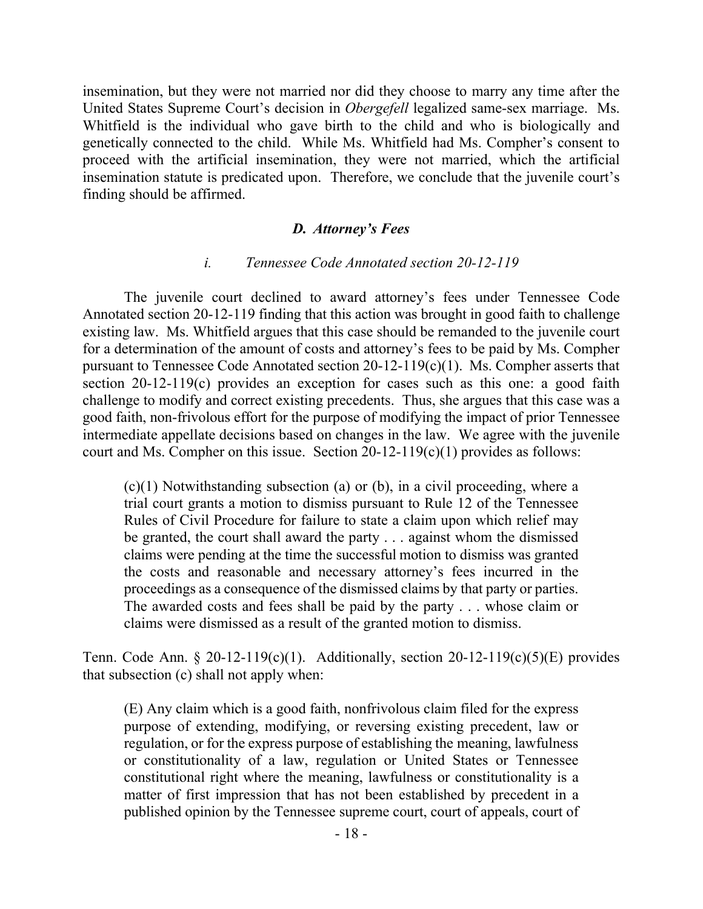insemination, but they were not married nor did they choose to marry any time after the United States Supreme Court's decision in *Obergefell* legalized same-sex marriage. Ms. Whitfield is the individual who gave birth to the child and who is biologically and genetically connected to the child. While Ms. Whitfield had Ms. Compher's consent to proceed with the artificial insemination, they were not married, which the artificial insemination statute is predicated upon. Therefore, we conclude that the juvenile court's finding should be affirmed.

### *D. Attorney's Fees*

#### *i. Tennessee Code Annotated section 20-12-119*

The juvenile court declined to award attorney's fees under Tennessee Code Annotated section 20-12-119 finding that this action was brought in good faith to challenge existing law. Ms. Whitfield argues that this case should be remanded to the juvenile court for a determination of the amount of costs and attorney's fees to be paid by Ms. Compher pursuant to Tennessee Code Annotated section 20-12-119(c)(1). Ms. Compher asserts that section 20-12-119(c) provides an exception for cases such as this one: a good faith challenge to modify and correct existing precedents. Thus, she argues that this case was a good faith, non-frivolous effort for the purpose of modifying the impact of prior Tennessee intermediate appellate decisions based on changes in the law. We agree with the juvenile court and Ms. Compher on this issue. Section 20-12-119(c)(1) provides as follows:

> (c)(1) Notwithstanding subsection (a) or (b), in a civil proceeding, where a trial court grants a motion to dismiss pursuant to Rule 12 of the Tennessee Rules of Civil Procedure for failure to state a claim upon which relief may be granted, the court shall award the party . . . against whom the dismissed claims were pending at the time the successful motion to dismiss was granted the costs and reasonable and necessary attorney's fees incurred in the proceedings as a consequence of the dismissed claims by that party or parties. The awarded costs and fees shall be paid by the party . . . whose claim or claims were dismissed as a result of the granted motion to dismiss.

Tenn. Code Ann. § 20-12-119(c)(1). Additionally, section 20-12-119(c)(5)(E) provides that subsection (c) shall not apply when:

> (E) Any claim which is a good faith, nonfrivolous claim filed for the express purpose of extending, modifying, or reversing existing precedent, law or regulation, or for the express purpose of establishing the meaning, lawfulness or constitutionality of a law, regulation or United States or Tennessee constitutional right where the meaning, lawfulness or constitutionality is a matter of first impression that has not been established by precedent in a published opinion by the Tennessee supreme court, court of appeals, court of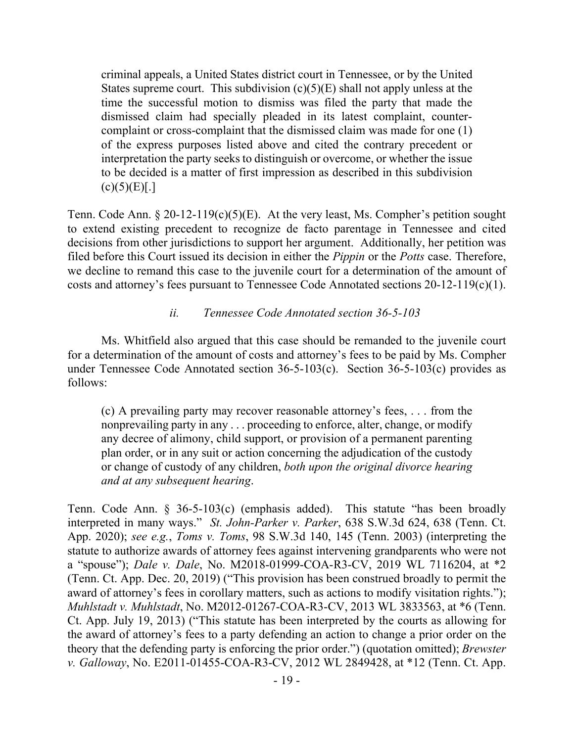> criminal appeals, a United States district court in Tennessee, or by the United States supreme court. This subdivision (c)(5)(E) shall not apply unless at the time the successful motion to dismiss was filed the party that made the dismissed claim had specially pleaded in its latest complaint, counter-complaint or cross-complaint that the dismissed claim was made for one (1) of the express purposes listed above and cited the contrary precedent or interpretation the party seeks to distinguish or overcome, or whether the issue to be decided is a matter of first impression as described in this subdivision (c)(5)(E)[.]

Tenn. Code Ann. § 20-12-119(c)(5)(E). At the very least, Ms. Compher's petition sought to extend existing precedent to recognize de facto parentage in Tennessee and cited decisions from other jurisdictions to support her argument. Additionally, her petition was filed before this Court issued its decision in either the *Pippin* or the *Potts* case. Therefore, we decline to remand this case to the juvenile court for a determination of the amount of costs and attorney's fees pursuant to Tennessee Code Annotated sections 20-12-119(c)(1).

#### *ii. Tennessee Code Annotated section 36-5-103*

Ms. Whitfield also argued that this case should be remanded to the juvenile court for a determination of the amount of costs and attorney's fees to be paid by Ms. Compher under Tennessee Code Annotated section 36-5-103(c). Section 36-5-103(c) provides as follows:

> (c) A prevailing party may recover reasonable attorney's fees, . . . from the nonprevailing party in any . . . proceeding to enforce, alter, change, or modify any decree of alimony, child support, or provision of a permanent parenting plan order, or in any suit or action concerning the adjudication of the custody or change of custody of any children, *both upon the original divorce hearing and at any subsequent hearing*.

Tenn. Code Ann. § 36-5-103(c) (emphasis added). This statute "has been broadly interpreted in many ways." *St. John-Parker v. Parker*, 638 S.W.3d 624, 638 (Tenn. Ct. App. 2020); *see e.g.*, *Toms v. Toms*, 98 S.W.3d 140, 145 (Tenn. 2003) (interpreting the statute to authorize awards of attorney fees against intervening grandparents who were not a "spouse"); *Dale v. Dale*, No. M2018-01999-COA-R3-CV, 2019 WL 7116204, at *2 (Tenn. Ct. App. Dec. 20, 2019) ("This provision has been construed broadly to permit the award of attorney's fees in corollary matters, such as actions to modify visitation rights."); *Muhlstadt v. Muhlstadt*, No. M2012-01267-COA-R3-CV, 2013 WL 3833563, at *6 (Tenn. Ct. App. July 19, 2013) ("This statute has been interpreted by the courts as allowing for the award of attorney's fees to a party defending an action to change a prior order on the theory that the defending party is enforcing the prior order.") (quotation omitted); *Brewster v. Galloway*, No. E2011-01455-COA-R3-CV, 2012 WL 2849428, at *12 (Tenn. Ct. App.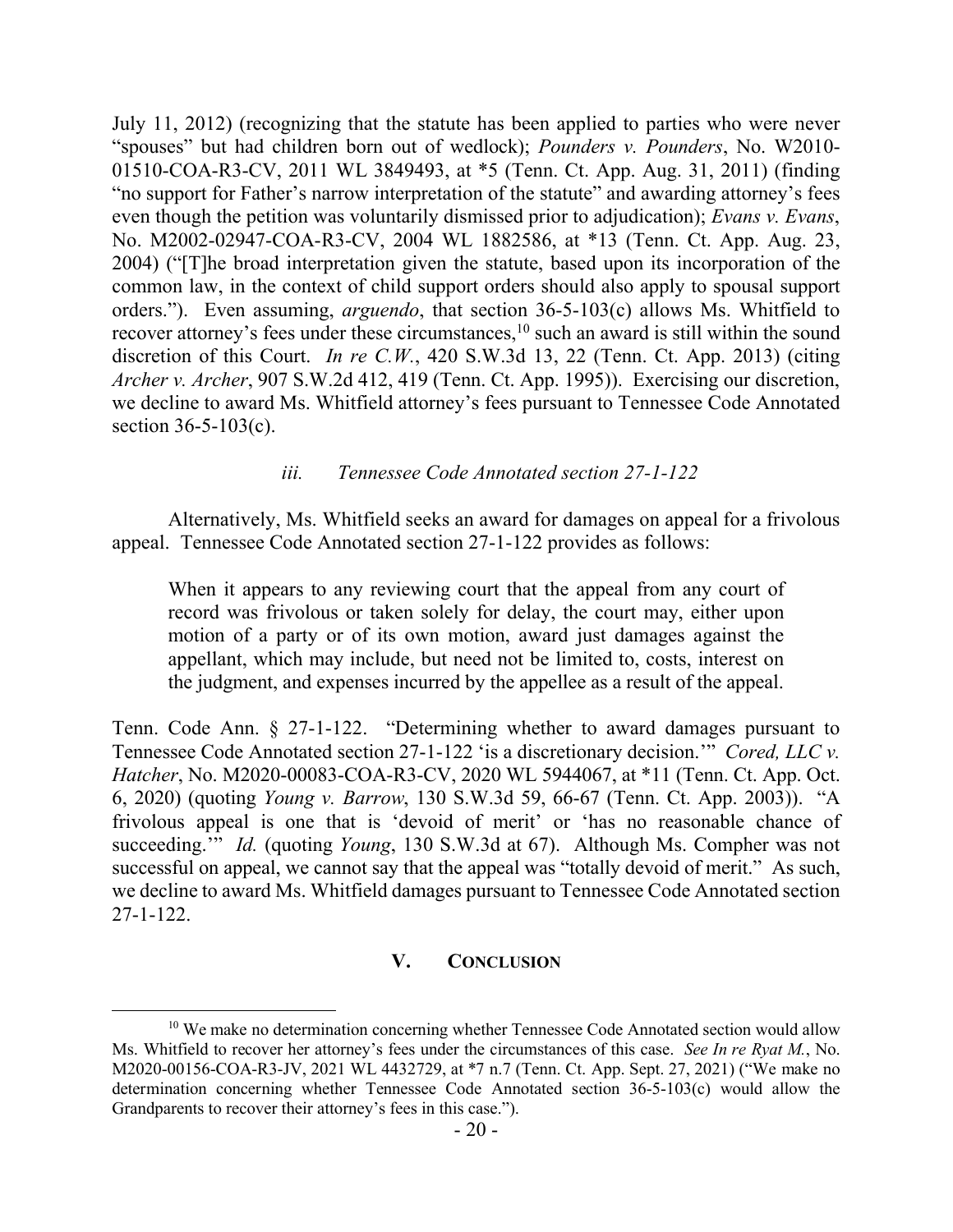July 11, 2012) (recognizing that the statute has been applied to parties who were never "spouses" but had children born out of wedlock); *Pounders v. Pounders*, No. W2010-01510-COA-R3-CV, 2011 WL 3849493, at *5 (Tenn. Ct. App. Aug. 31, 2011) (finding "no support for Father's narrow interpretation of the statute" and awarding attorney's fees even though the petition was voluntarily dismissed prior to adjudication); *Evans v. Evans*, No. M2002-02947-COA-R3-CV, 2004 WL 1882586, at *13 (Tenn. Ct. App. Aug. 23, 2004) ("[T]he broad interpretation given the statute, based upon its incorporation of the common law, in the context of child support orders should also apply to spousal support orders."). Even assuming, *arguendo*, that section 36-5-103(c) allows Ms. Whitfield to recover attorney's fees under these circumstances,[10] such an award is still within the sound discretion of this Court. *In re C.W.*, 420 S.W.3d 13, 22 (Tenn. Ct. App. 2013) (citing *Archer v. Archer*, 907 S.W.2d 412, 419 (Tenn. Ct. App. 1995)). Exercising our discretion, we decline to award Ms. Whitfield attorney's fees pursuant to Tennessee Code Annotated section 36-5-103(c).

#### *iii. Tennessee Code Annotated section 27-1-122*

Alternatively, Ms. Whitfield seeks an award for damages on appeal for a frivolous appeal. Tennessee Code Annotated section 27-1-122 provides as follows:

> When it appears to any reviewing court that the appeal from any court of record was frivolous or taken solely for delay, the court may, either upon motion of a party or of its own motion, award just damages against the appellant, which may include, but need not be limited to, costs, interest on the judgment, and expenses incurred by the appellee as a result of the appeal.

Tenn. Code Ann. § 27-1-122. "Determining whether to award damages pursuant to Tennessee Code Annotated section 27-1-122 'is a discretionary decision.'" *Cored, LLC v. Hatcher*, No. M2020-00083-COA-R3-CV, 2020 WL 5944067, at *11 (Tenn. Ct. App. Oct. 6, 2020) (quoting *Young v. Barrow*, 130 S.W.3d 59, 66-67 (Tenn. Ct. App. 2003)). "A frivolous appeal is one that is 'devoid of merit' or 'has no reasonable chance of succeeding.'" *Id.* (quoting *Young*, 130 S.W.3d at 67). Although Ms. Compher was not successful on appeal, we cannot say that the appeal was "totally devoid of merit." As such, we decline to award Ms. Whitfield damages pursuant to Tennessee Code Annotated section 27-1-122.

## V. CONCLUSION

[10] We make no determination concerning whether Tennessee Code Annotated section would allow Ms. Whitfield to recover her attorney's fees under the circumstances of this case. *See In re Ryat M.*, No. M2020-00156-COA-R3-JV, 2021 WL 4432729, at *7 n.7 (Tenn. Ct. App. Sept. 27, 2021) ("We make no determination concerning whether Tennessee Code Annotated section 36-5-103(c) would allow the Grandparents to recover their attorney's fees in this case.").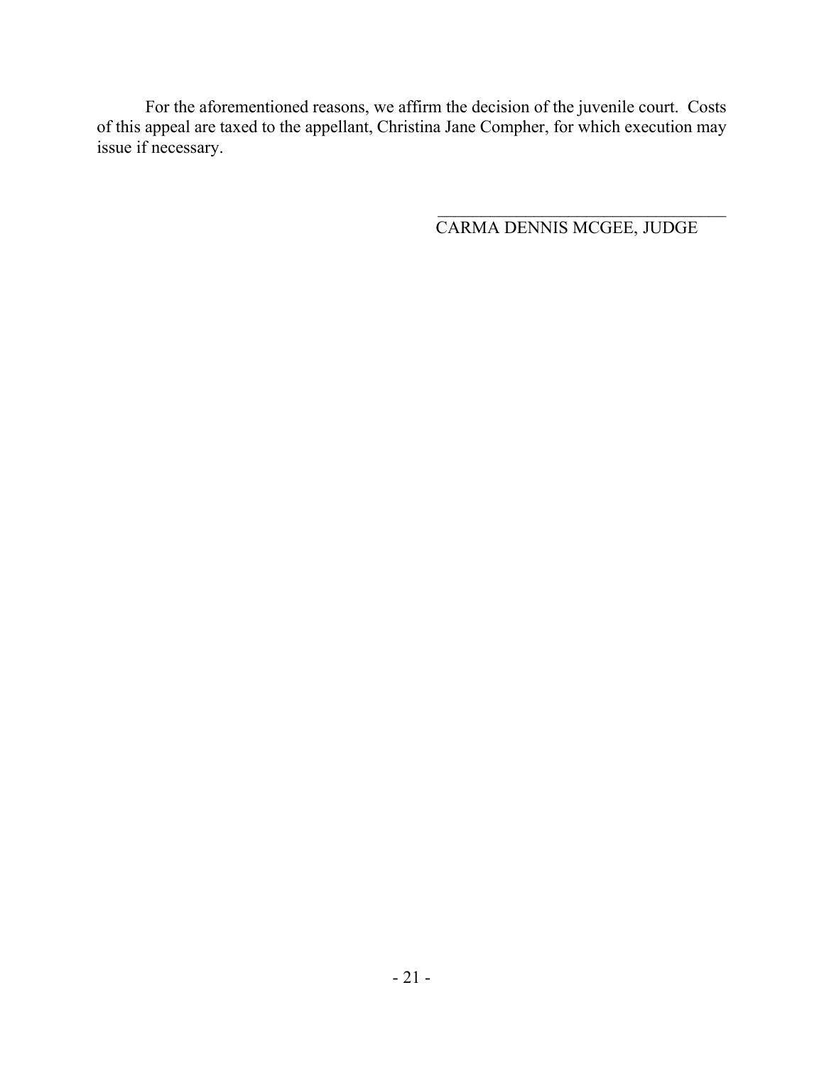For the aforementioned reasons, we affirm the decision of the juvenile court. Costs of this appeal are taxed to the appellant, Christina Jane Compher, for which execution may issue if necessary.

\_\_\_\_\_\_\_\_\_\_\_\_\_\_\_\_\_\_\_\_\_\_\_\_\_\_\_\_\_\_\_\_\_\_\_\_

CARMA DENNIS MCGEE, JUDGE